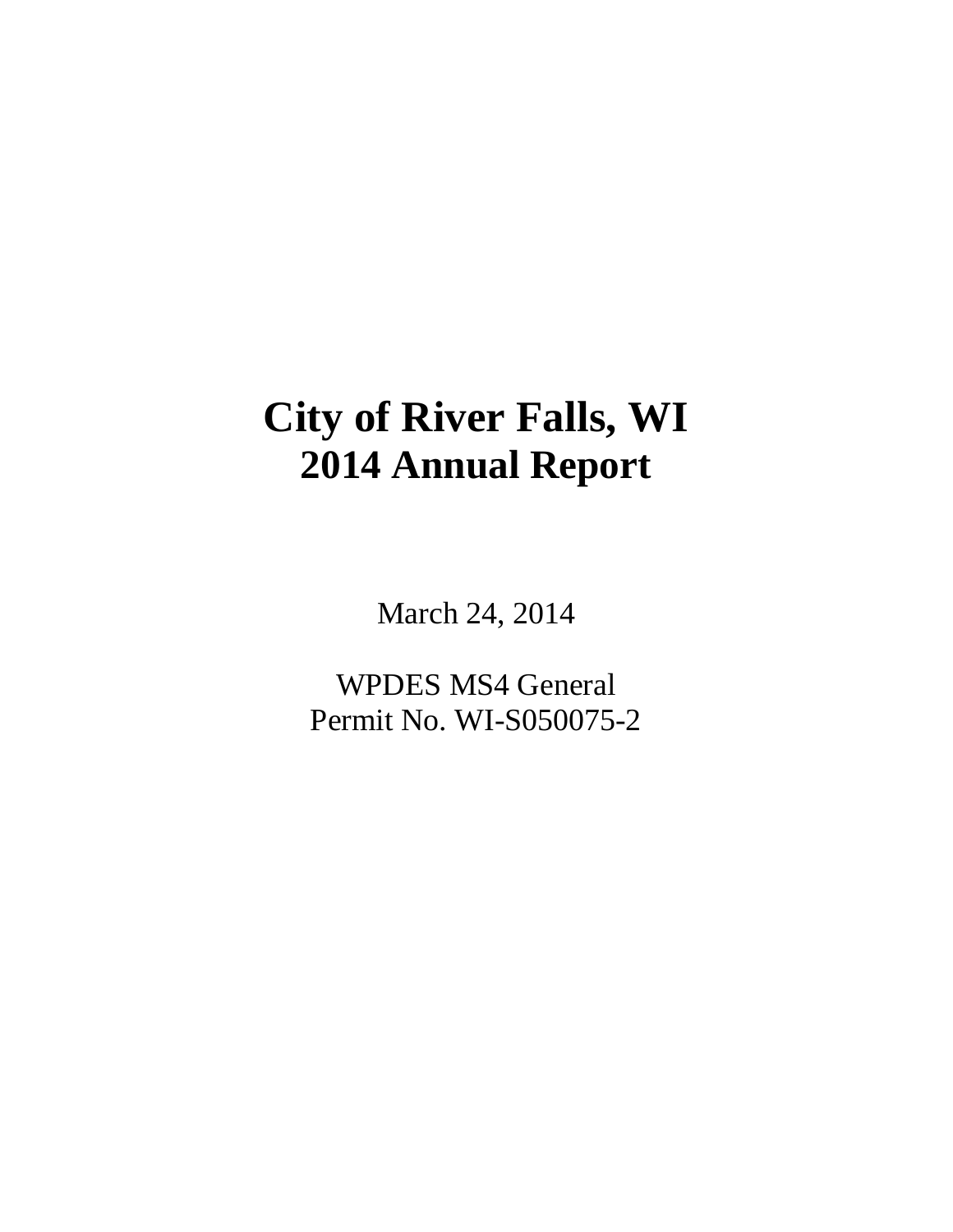# City of River Falls, WI
# 2014 Annual Report

March 24, 2014

WPDES MS4 General
Permit No. WI-S050075-2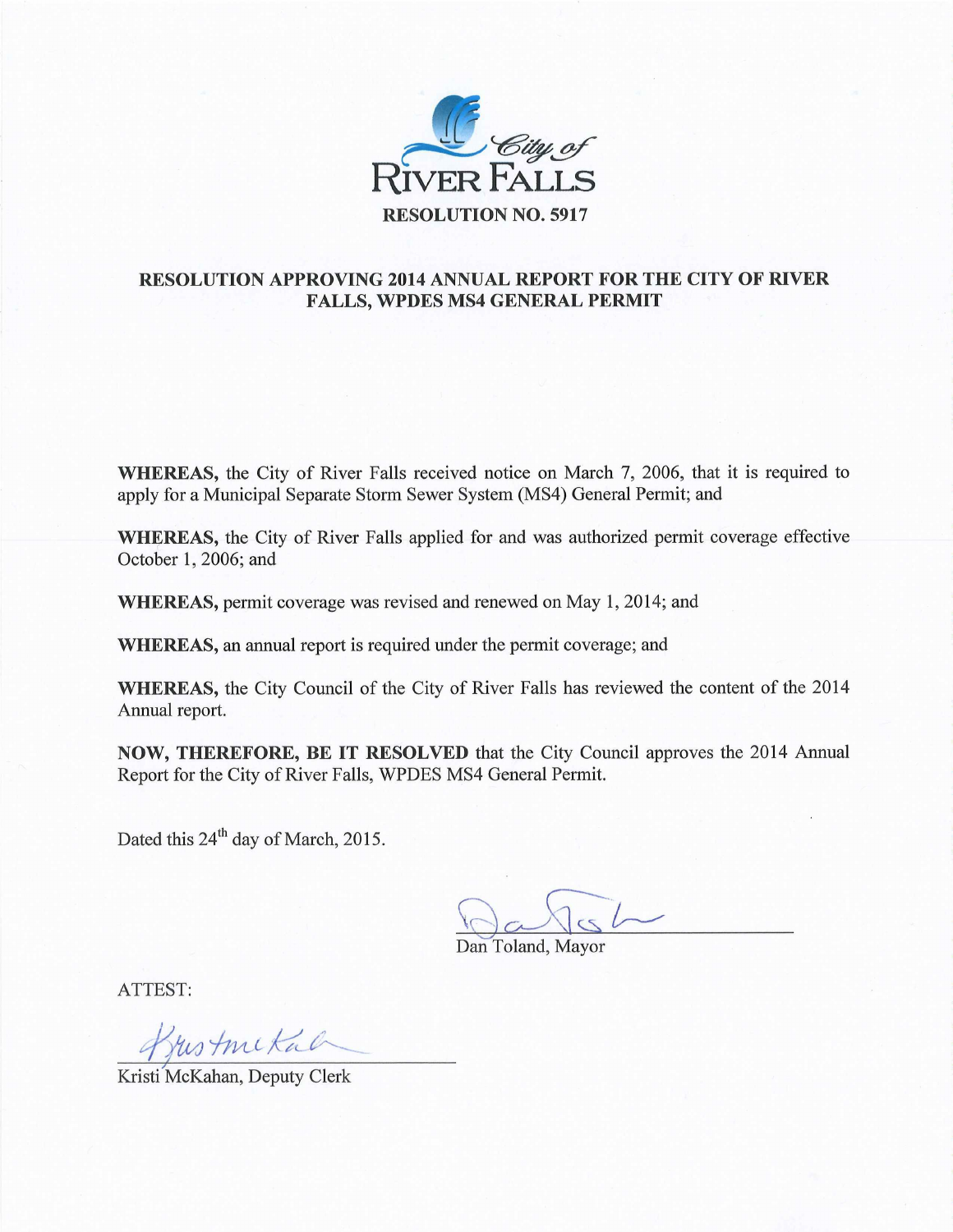City of
RIVER FALLS

# RESOLUTION NO. 5917

## RESOLUTION APPROVING 2014 ANNUAL REPORT FOR THE CITY OF RIVER FALLS, WPDES MS4 GENERAL PERMIT

**WHEREAS,** the City of River Falls received notice on March 7, 2006, that it is required to apply for a Municipal Separate Storm Sewer System (MS4) General Permit; and

**WHEREAS,** the City of River Falls applied for and was authorized permit coverage effective October 1, 2006; and

**WHEREAS,** permit coverage was revised and renewed on May 1, 2014; and

**WHEREAS,** an annual report is required under the permit coverage; and

**WHEREAS,** the City Council of the City of River Falls has reviewed the content of the 2014 Annual report.

**NOW, THEREFORE, BE IT RESOLVED** that the City Council approves the 2014 Annual Report for the City of River Falls, WPDES MS4 General Permit.

Dated this 24th day of March, 2015.

Dan Toland, Mayor

ATTEST:

Kristi McKahan, Deputy Clerk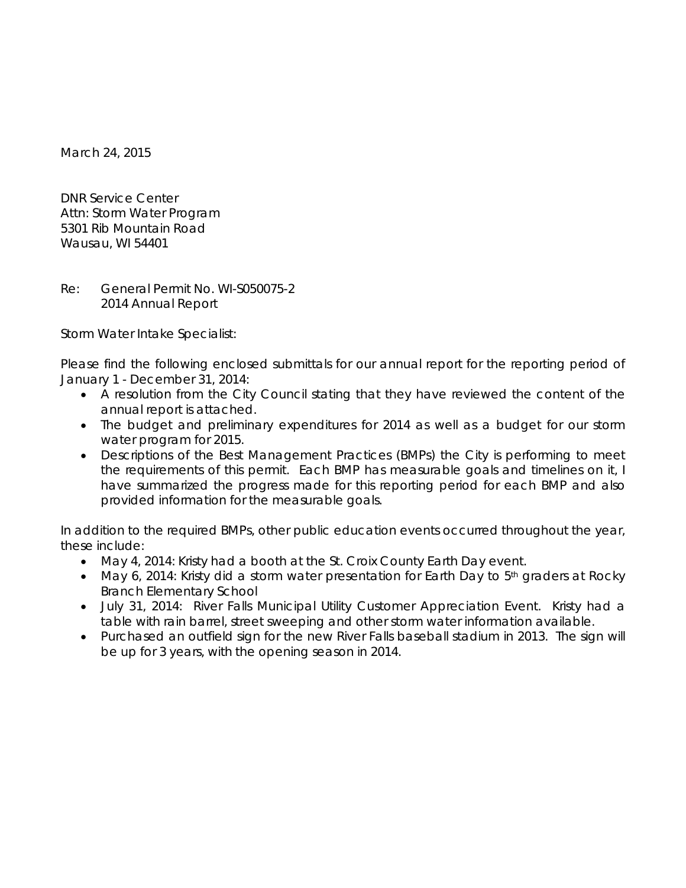March 24, 2015

DNR Service Center
Attn: Storm Water Program
5301 Rib Mountain Road
Wausau, WI 54401

Re: General Permit No. WI-S050075-2
2014 Annual Report

Storm Water Intake Specialist:

Please find the following enclosed submittals for our annual report for the reporting period of January 1 - December 31, 2014:

- A resolution from the City Council stating that they have reviewed the content of the annual report is attached.
- The budget and preliminary expenditures for 2014 as well as a budget for our storm water program for 2015.
- Descriptions of the Best Management Practices (BMPs) the City is performing to meet the requirements of this permit. Each BMP has measurable goals and timelines on it, I have summarized the progress made for this reporting period for each BMP and also provided information for the measurable goals.

In addition to the required BMPs, other public education events occurred throughout the year, these include:

- May 4, 2014: Kristy had a booth at the St. Croix County Earth Day event.
- May 6, 2014: Kristy did a storm water presentation for Earth Day to 5th graders at Rocky Branch Elementary School
- July 31, 2014: River Falls Municipal Utility Customer Appreciation Event. Kristy had a table with rain barrel, street sweeping and other storm water information available.
- Purchased an outfield sign for the new River Falls baseball stadium in 2013. The sign will be up for 3 years, with the opening season in 2014.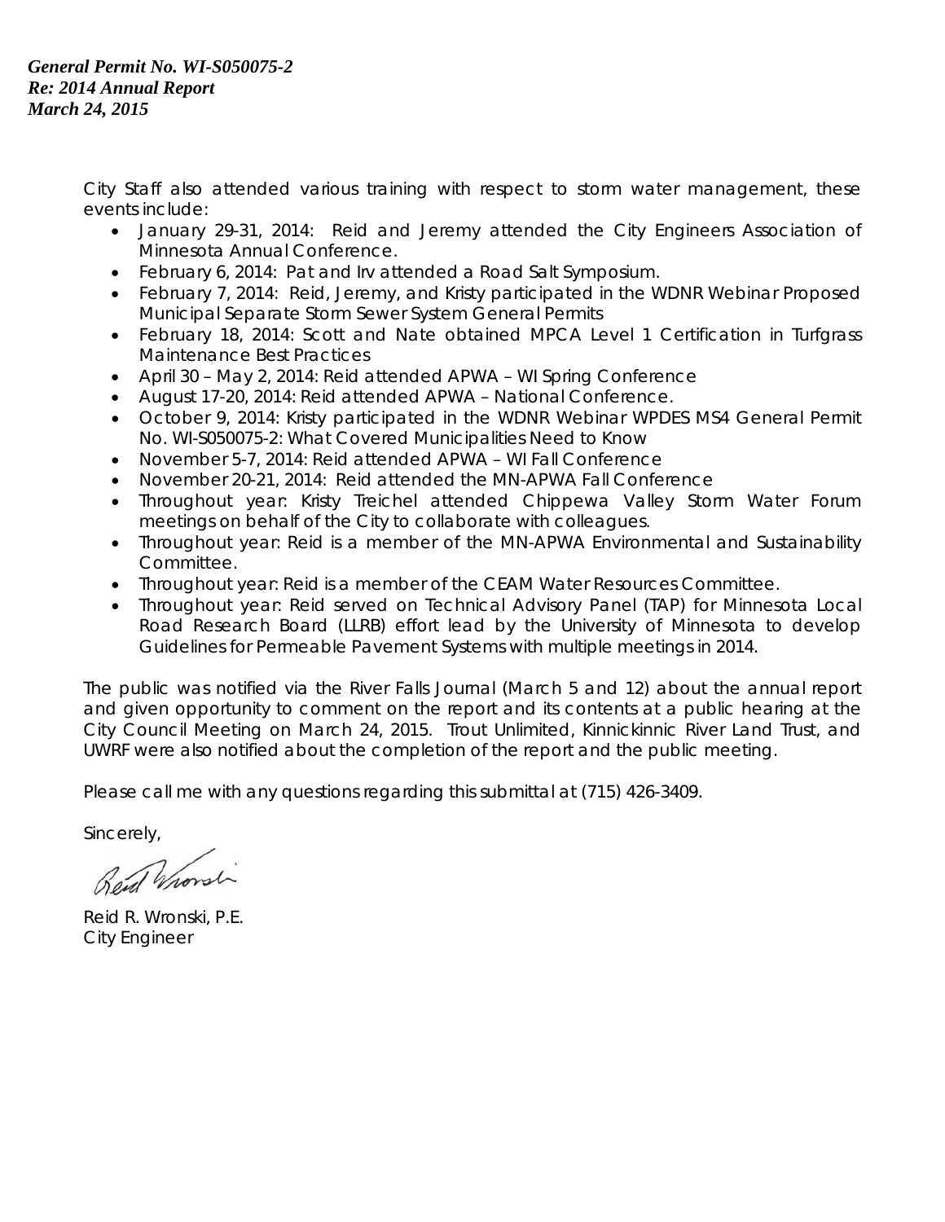City Staff also attended various training with respect to storm water management, these events include:

- January 29-31, 2014: Reid and Jeremy attended the City Engineers Association of Minnesota Annual Conference.
- February 6, 2014: Pat and Irv attended a Road Salt Symposium.
- February 7, 2014: Reid, Jeremy, and Kristy participated in the WDNR Webinar Proposed Municipal Separate Storm Sewer System General Permits
- February 18, 2014: Scott and Nate obtained MPCA Level 1 Certification in Turfgrass Maintenance Best Practices
- April 30 – May 2, 2014: Reid attended APWA – WI Spring Conference
- August 17-20, 2014: Reid attended APWA – National Conference.
- October 9, 2014: Kristy participated in the WDNR Webinar WPDES MS4 General Permit No. WI-S050075-2: What Covered Municipalities Need to Know
- November 5-7, 2014: Reid attended APWA – WI Fall Conference
- November 20-21, 2014: Reid attended the MN-APWA Fall Conference
- Throughout year: Kristy Treichel attended Chippewa Valley Storm Water Forum meetings on behalf of the City to collaborate with colleagues.
- Throughout year: Reid is a member of the MN-APWA Environmental and Sustainability Committee.
- Throughout year: Reid is a member of the CEAM Water Resources Committee.
- Throughout year: Reid served on Technical Advisory Panel (TAP) for Minnesota Local Road Research Board (LLRB) effort lead by the University of Minnesota to develop Guidelines for Permeable Pavement Systems with multiple meetings in 2014.

The public was notified via the River Falls Journal (March 5 and 12) about the annual report and given opportunity to comment on the report and its contents at a public hearing at the City Council Meeting on March 24, 2015. Trout Unlimited, Kinnickinnic River Land Trust, and UWRF were also notified about the completion of the report and the public meeting.

Please call me with any questions regarding this submittal at (715) 426-3409.

Sincerely,

Reid R. Wronski, P.E.
City Engineer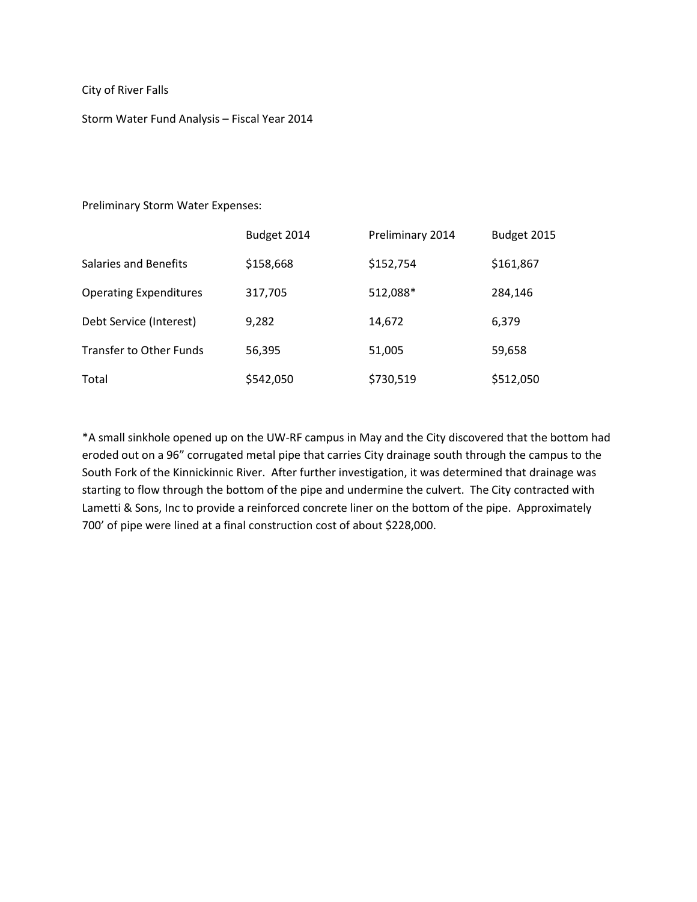City of River Falls

Storm Water Fund Analysis – Fiscal Year 2014

Preliminary Storm Water Expenses:

| | Budget 2014 | Preliminary 2014 | Budget 2015 |
|---|---|---|---|
| Salaries and Benefits | $158,668 | $152,754 | $161,867 |
| Operating Expenditures | 317,705 | 512,088* | 284,146 |
| Debt Service (Interest) | 9,282 | 14,672 | 6,379 |
| Transfer to Other Funds | 56,395 | 51,005 | 59,658 |
| Total | $542,050 | $730,519 | $512,050 |

*A small sinkhole opened up on the UW-RF campus in May and the City discovered that the bottom had eroded out on a 96" corrugated metal pipe that carries City drainage south through the campus to the South Fork of the Kinnickinnic River. After further investigation, it was determined that drainage was starting to flow through the bottom of the pipe and undermine the culvert. The City contracted with Lametti & Sons, Inc to provide a reinforced concrete liner on the bottom of the pipe. Approximately 700' of pipe were lined at a final construction cost of about $228,000.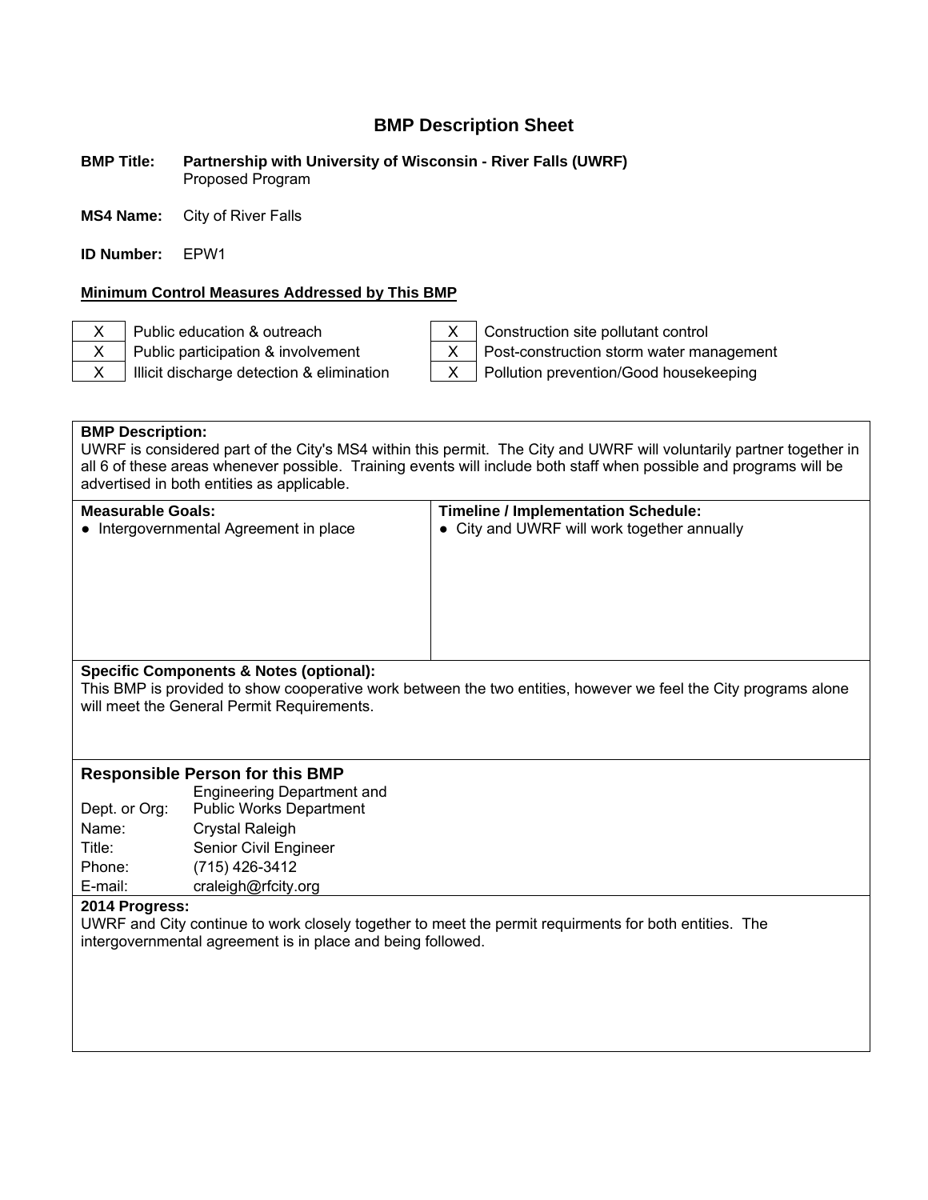# BMP Description Sheet

**BMP Title:** **Partnership with University of Wisconsin - River Falls (UWRF)**
Proposed Program

**MS4 Name:** City of River Falls

**ID Number:** EPW1

**Minimum Control Measures Addressed by This BMP**

| | | | |
|---|---|---|---|
| X | Public education & outreach | X | Construction site pollutant control |
| X | Public participation & involvement | X | Post-construction storm water management |
| X | Illicit discharge detection & elimination | X | Pollution prevention/Good housekeeping |

**BMP Description:**
UWRF is considered part of the City's MS4 within this permit. The City and UWRF will voluntarily partner together in all 6 of these areas whenever possible. Training events will include both staff when possible and programs will be advertised in both entities as applicable.

| Measurable Goals: | Timeline / Implementation Schedule: |
|---|---|
| ● Intergovernmental Agreement in place | ● City and UWRF will work together annually |

**Specific Components & Notes (optional):**
This BMP is provided to show cooperative work between the two entities, however we feel the City programs alone will meet the General Permit Requirements.

**Responsible Person for this BMP**

| | |
|---|---|
| Dept. or Org: | Engineering Department and Public Works Department |
| Name: | Crystal Raleigh |
| Title: | Senior Civil Engineer |
| Phone: | (715) 426-3412 |
| E-mail: | craleigh@rfcity.org |

**2014 Progress:**
UWRF and City continue to work closely together to meet the permit requirments for both entities. The intergovernmental agreement is in place and being followed.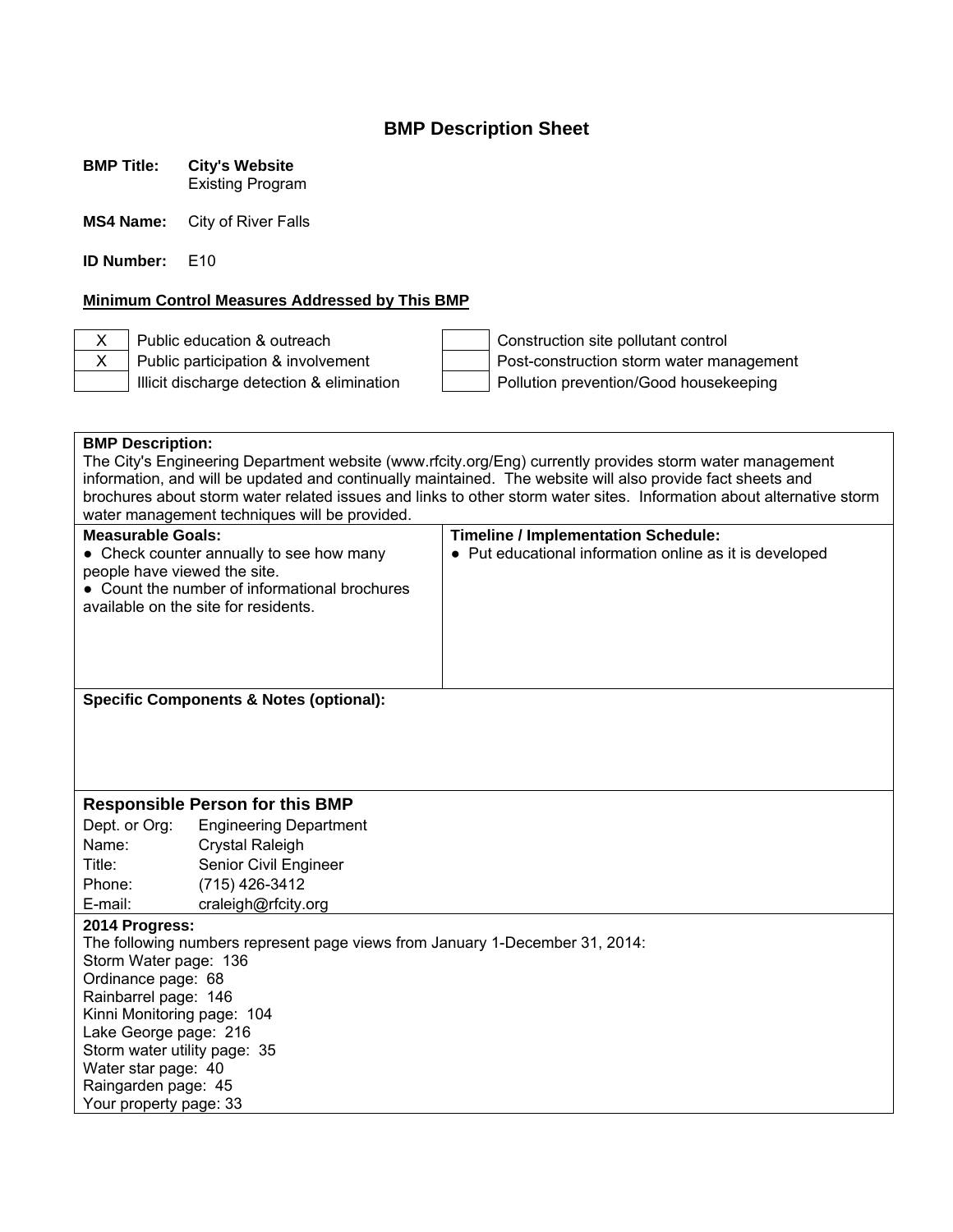# BMP Description Sheet

**BMP Title:** **City's Website**
Existing Program

**MS4 Name:** City of River Falls

**ID Number:** E10

**Minimum Control Measures Addressed by This BMP**

| | | | |
|---|---|---|---|
| X | Public education & outreach | | Construction site pollutant control |
| X | Public participation & involvement | | Post-construction storm water management |
| | Illicit discharge detection & elimination | | Pollution prevention/Good housekeeping |

**BMP Description:**
The City's Engineering Department website (www.rfcity.org/Eng) currently provides storm water management information, and will be updated and continually maintained. The website will also provide fact sheets and brochures about storm water related issues and links to other storm water sites. Information about alternative storm water management techniques will be provided.

**Measurable Goals:**
- Check counter annually to see how many people have viewed the site.
- Count the number of informational brochures available on the site for residents.

**Timeline / Implementation Schedule:**
- Put educational information online as it is developed

**Specific Components & Notes (optional):**

## Responsible Person for this BMP

Dept. or Org: Engineering Department
Name: Crystal Raleigh
Title: Senior Civil Engineer
Phone: (715) 426-3412
E-mail: craleigh@rfcity.org

**2014 Progress:**
The following numbers represent page views from January 1-December 31, 2014:
Storm Water page: 136
Ordinance page: 68
Rainbarrel page: 146
Kinni Monitoring page: 104
Lake George page: 216
Storm water utility page: 35
Water star page: 40
Raingarden page: 45
Your property page: 33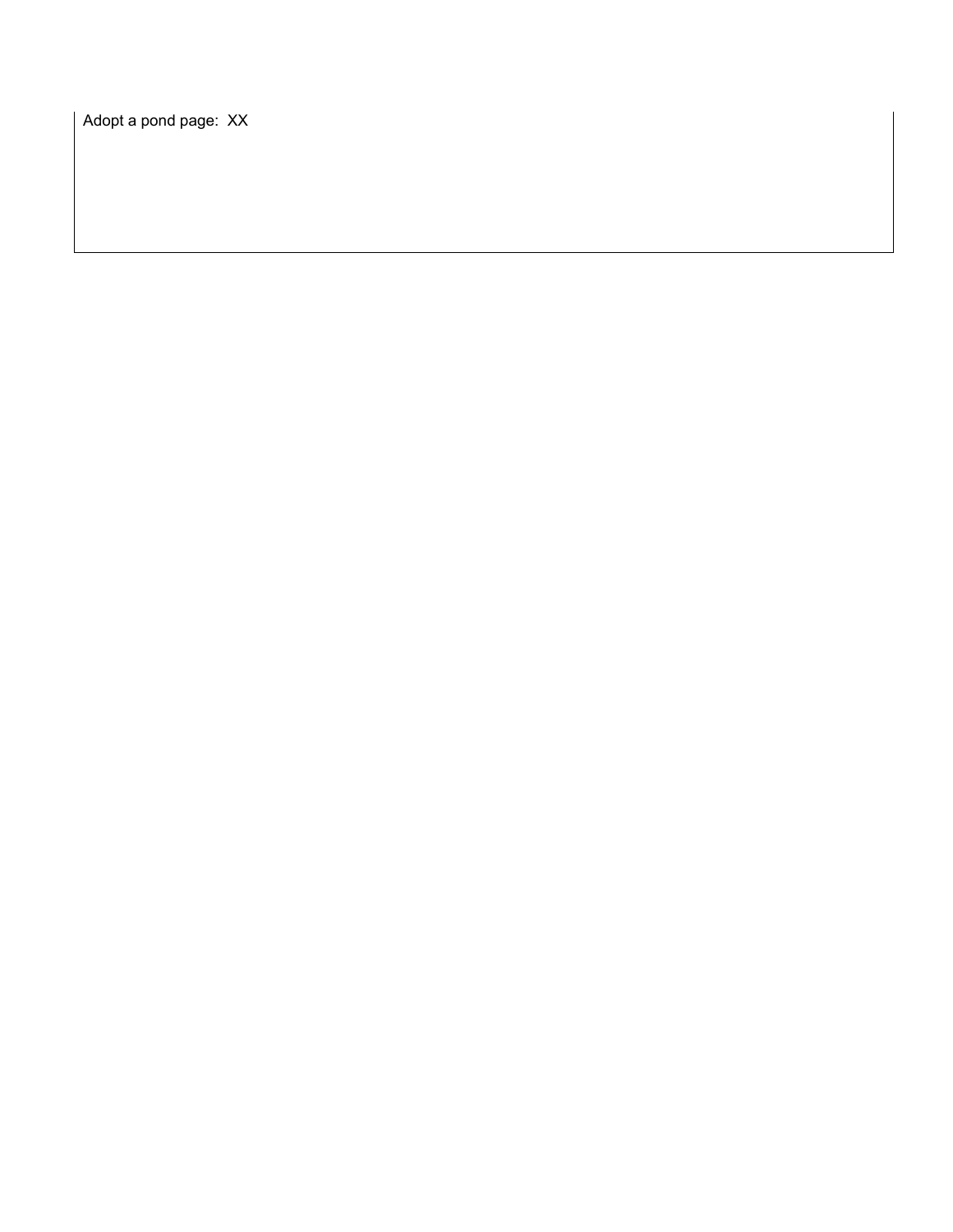Adopt a pond page: XX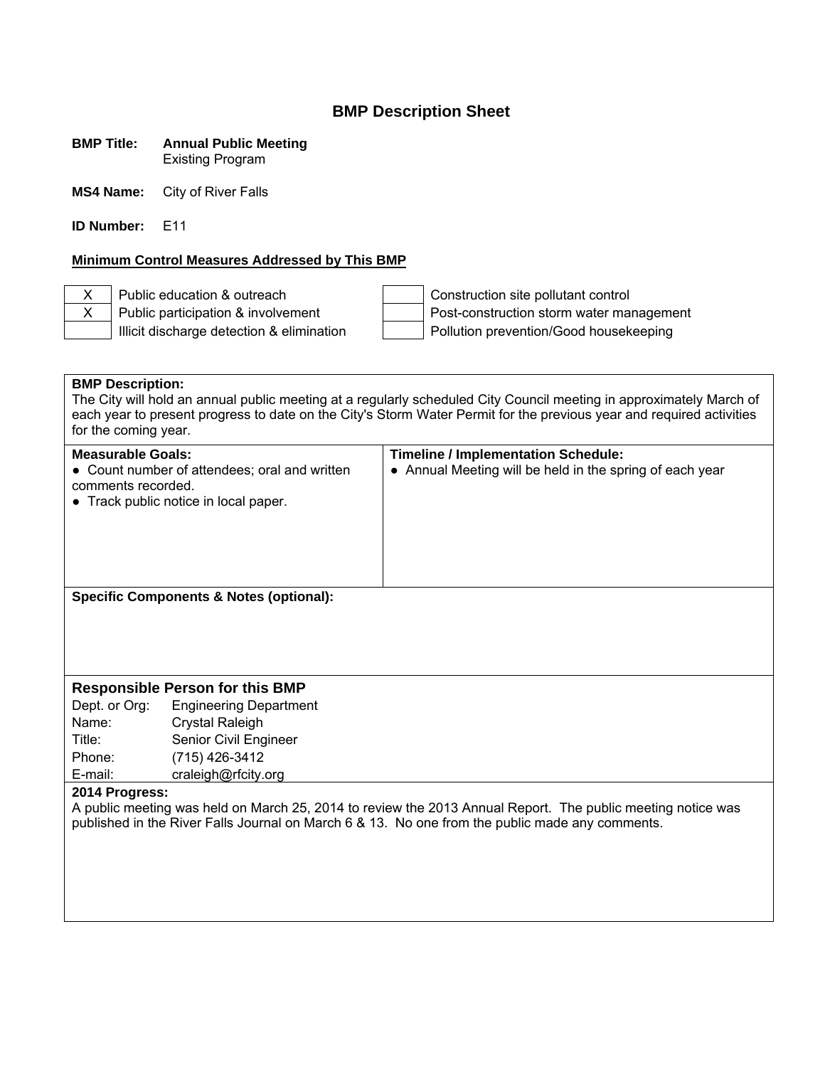# BMP Description Sheet

**BMP Title:** **Annual Public Meeting**
Existing Program

**MS4 Name:** City of River Falls

**ID Number:** E11

**Minimum Control Measures Addressed by This BMP**

| | | | |
|---|---|---|---|
| X | Public education & outreach | | Construction site pollutant control |
| X | Public participation & involvement | | Post-construction storm water management |
| | Illicit discharge detection & elimination | | Pollution prevention/Good housekeeping |

**BMP Description:**
The City will hold an annual public meeting at a regularly scheduled City Council meeting in approximately March of each year to present progress to date on the City's Storm Water Permit for the previous year and required activities for the coming year.

| Measurable Goals: | Timeline / Implementation Schedule: |
|---|---|
| ● Count number of attendees; oral and written comments recorded.<br>● Track public notice in local paper. | ● Annual Meeting will be held in the spring of each year |

**Specific Components & Notes (optional):**

**Responsible Person for this BMP**

| | |
|---|---|
| Dept. or Org: | Engineering Department |
| Name: | Crystal Raleigh |
| Title: | Senior Civil Engineer |
| Phone: | (715) 426-3412 |
| E-mail: | craleigh@rfcity.org |

**2014 Progress:**
A public meeting was held on March 25, 2014 to review the 2013 Annual Report. The public meeting notice was published in the River Falls Journal on March 6 & 13. No one from the public made any comments.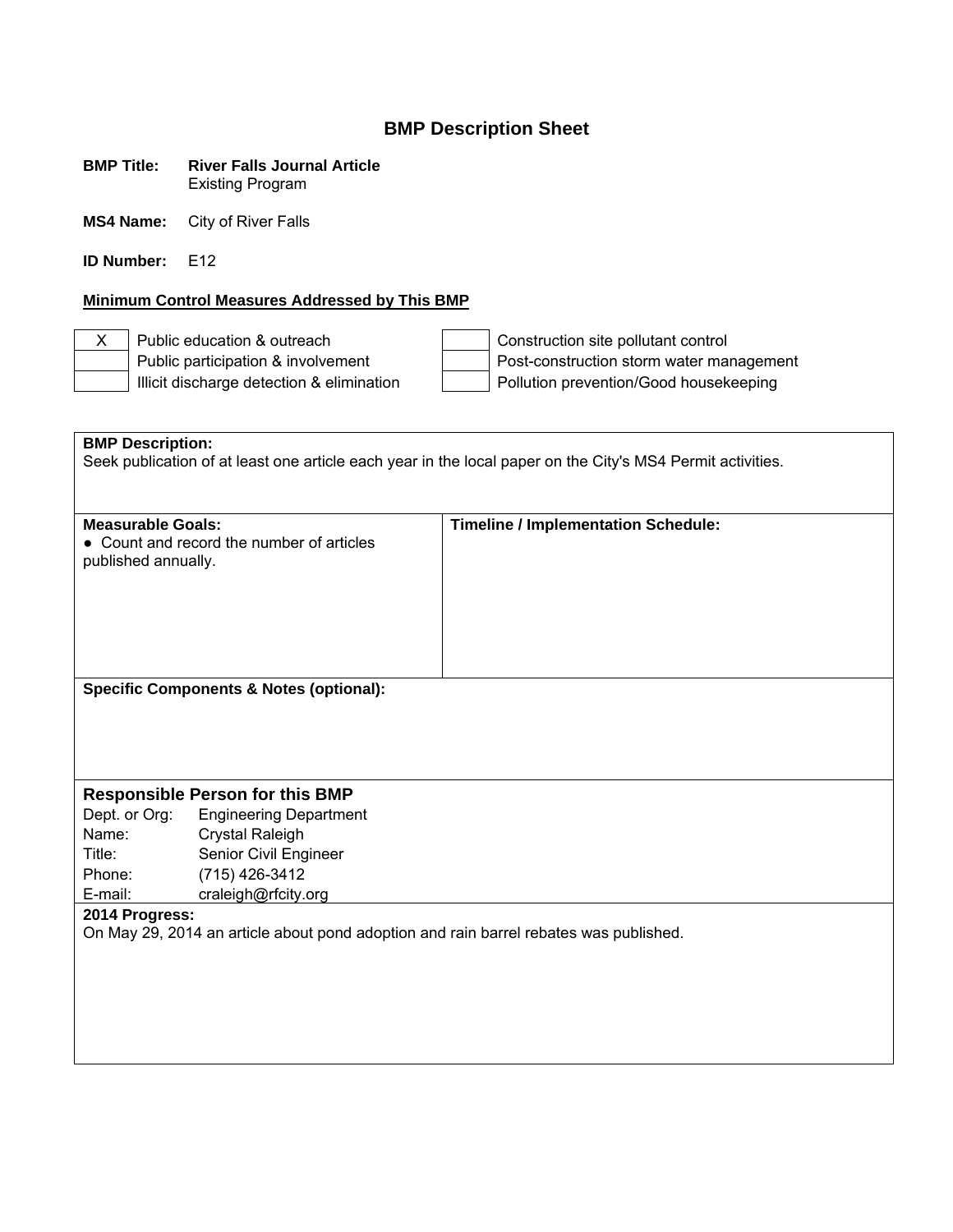# BMP Description Sheet

**BMP Title:** **River Falls Journal Article**
Existing Program

**MS4 Name:** City of River Falls

**ID Number:** E12

**Minimum Control Measures Addressed by This BMP**

| | | | |
|---|---|---|---|
| X | Public education & outreach | | Construction site pollutant control |
| | Public participation & involvement | | Post-construction storm water management |
| | Illicit discharge detection & elimination | | Pollution prevention/Good housekeeping |

**BMP Description:**
Seek publication of at least one article each year in the local paper on the City's MS4 Permit activities.

| **Measurable Goals:** | **Timeline / Implementation Schedule:** |
|---|---|
| ● Count and record the number of articles published annually. | |

**Specific Components & Notes (optional):**

## Responsible Person for this BMP

| | |
|---|---|
| Dept. or Org: | Engineering Department |
| Name: | Crystal Raleigh |
| Title: | Senior Civil Engineer |
| Phone: | (715) 426-3412 |
| E-mail: | craleigh@rfcity.org |

**2014 Progress:**
On May 29, 2014 an article about pond adoption and rain barrel rebates was published.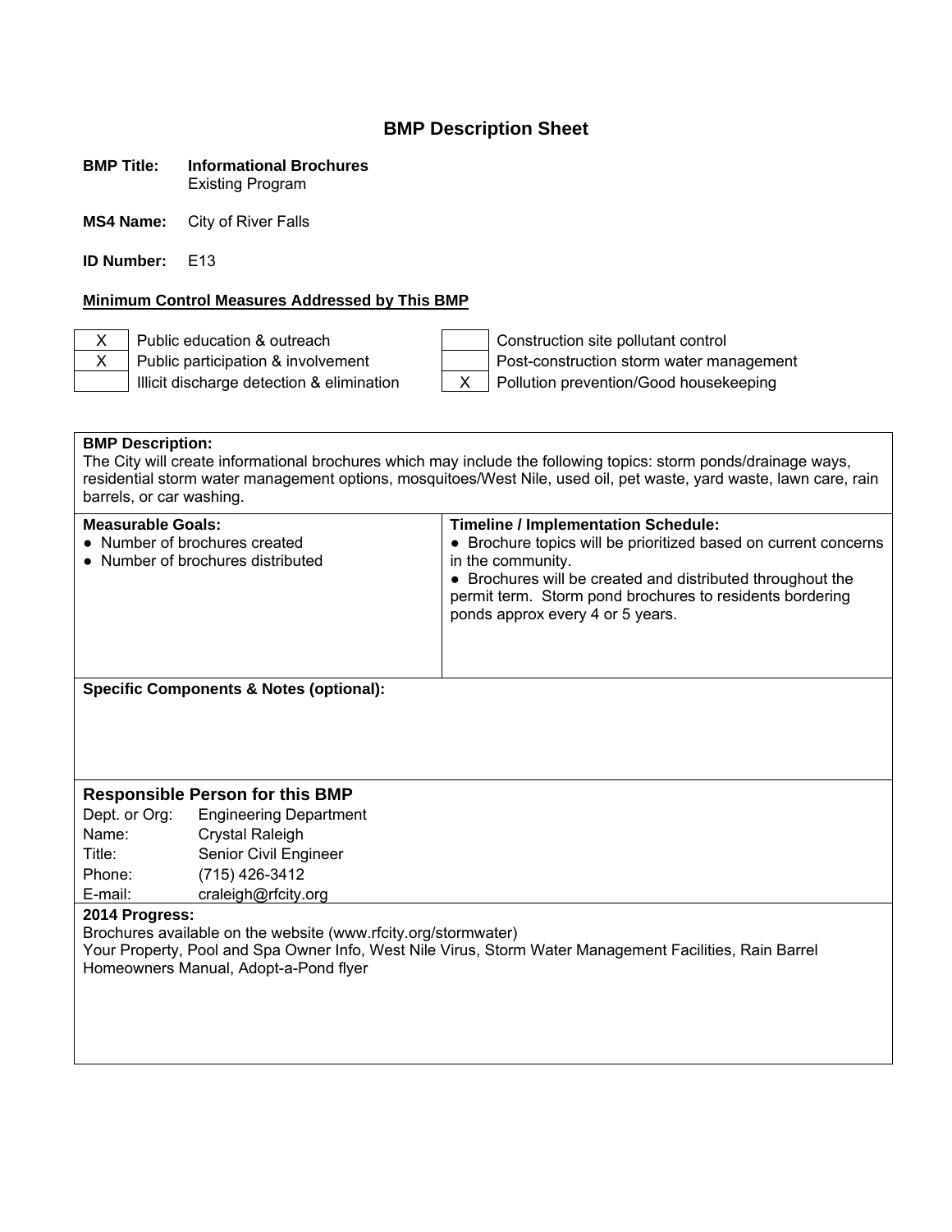# BMP Description Sheet

**BMP Title:** **Informational Brochures**
Existing Program

**MS4 Name:** City of River Falls

**ID Number:** E13

**Minimum Control Measures Addressed by This BMP**

| | | | |
|---|---|---|---|
| X | Public education & outreach | | Construction site pollutant control |
| X | Public participation & involvement | | Post-construction storm water management |
| | Illicit discharge detection & elimination | X | Pollution prevention/Good housekeeping |

**BMP Description:**
The City will create informational brochures which may include the following topics: storm ponds/drainage ways, residential storm water management options, mosquitoes/West Nile, used oil, pet waste, yard waste, lawn care, rain barrels, or car washing.

| **Measurable Goals:** | **Timeline / Implementation Schedule:** |
|---|---|
| ● Number of brochures created<br>● Number of brochures distributed | ● Brochure topics will be prioritized based on current concerns in the community.<br>● Brochures will be created and distributed throughout the permit term. Storm pond brochures to residents bordering ponds approx every 4 or 5 years. |

**Specific Components & Notes (optional):**

## Responsible Person for this BMP

| | |
|---|---|
| Dept. or Org: | Engineering Department |
| Name: | Crystal Raleigh |
| Title: | Senior Civil Engineer |
| Phone: | (715) 426-3412 |
| E-mail: | craleigh@rfcity.org |

**2014 Progress:**
Brochures available on the website (www.rfcity.org/stormwater)
Your Property, Pool and Spa Owner Info, West Nile Virus, Storm Water Management Facilities, Rain Barrel Homeowners Manual, Adopt-a-Pond flyer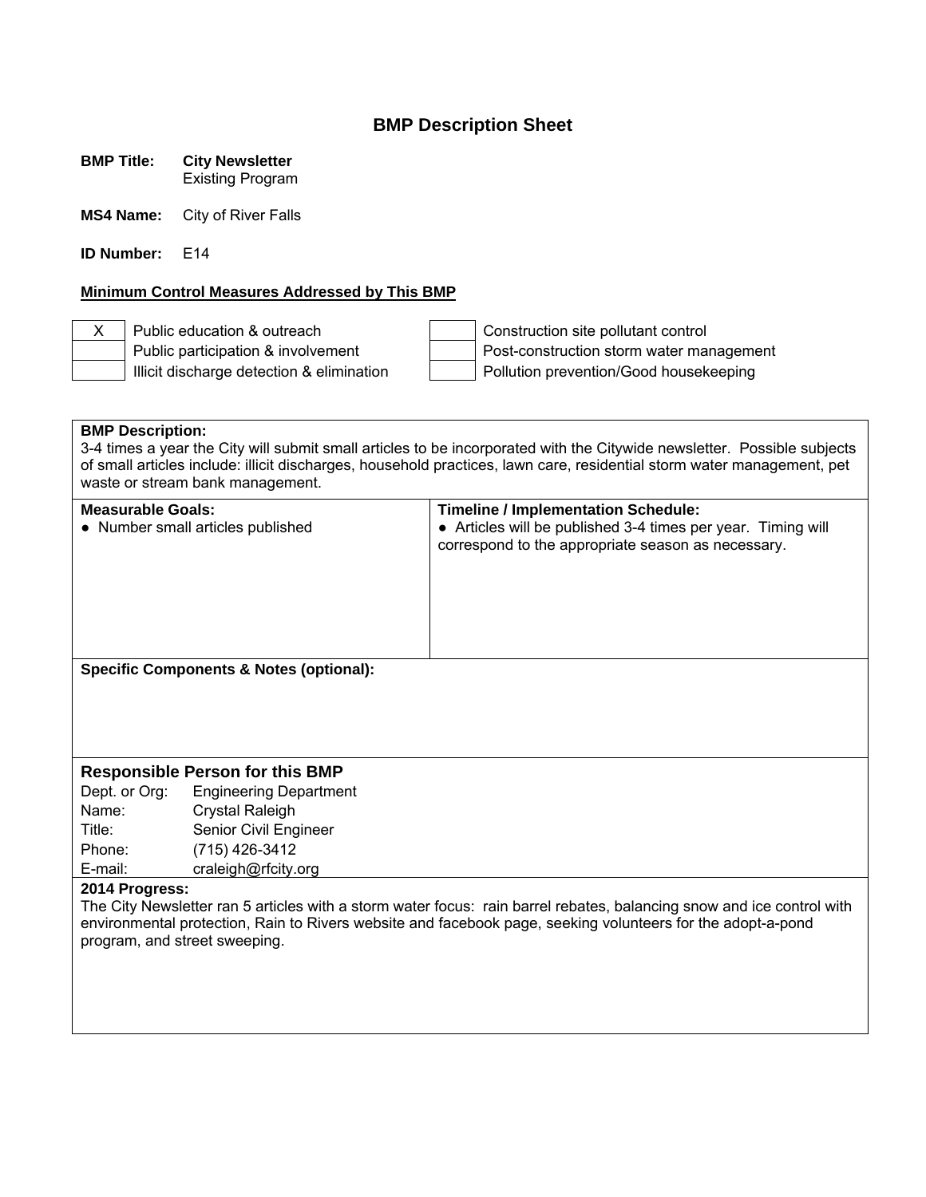# BMP Description Sheet

**BMP Title:** **City Newsletter**
Existing Program

**MS4 Name:** City of River Falls

**ID Number:** E14

**Minimum Control Measures Addressed by This BMP**

| | | | |
|---|---|---|---|
| X | Public education & outreach | | Construction site pollutant control |
| | Public participation & involvement | | Post-construction storm water management |
| | Illicit discharge detection & elimination | | Pollution prevention/Good housekeeping |

**BMP Description:**
3-4 times a year the City will submit small articles to be incorporated with the Citywide newsletter. Possible subjects of small articles include: illicit discharges, household practices, lawn care, residential storm water management, pet waste or stream bank management.

| Measurable Goals: | Timeline / Implementation Schedule: |
|---|---|
| ● Number small articles published | ● Articles will be published 3-4 times per year. Timing will correspond to the appropriate season as necessary. |

**Specific Components & Notes (optional):**

**Responsible Person for this BMP**

| | |
|---|---|
| Dept. or Org: | Engineering Department |
| Name: | Crystal Raleigh |
| Title: | Senior Civil Engineer |
| Phone: | (715) 426-3412 |
| E-mail: | craleigh@rfcity.org |

**2014 Progress:**
The City Newsletter ran 5 articles with a storm water focus: rain barrel rebates, balancing snow and ice control with environmental protection, Rain to Rivers website and facebook page, seeking volunteers for the adopt-a-pond program, and street sweeping.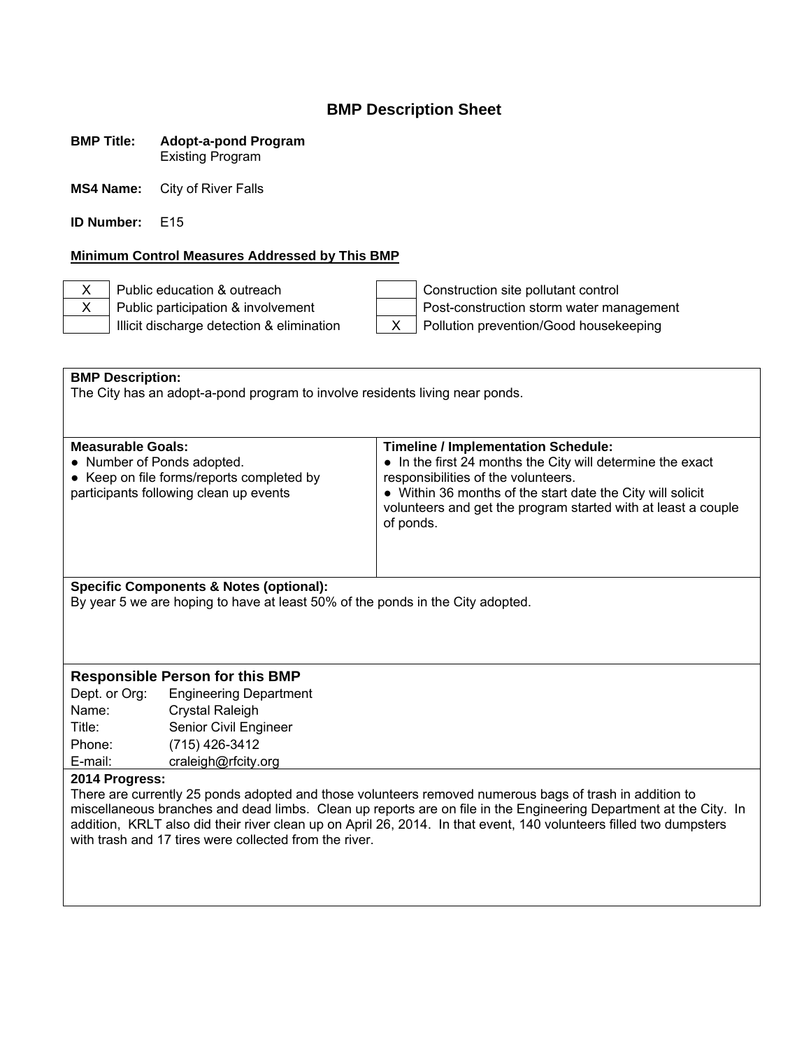# BMP Description Sheet

**BMP Title:** **Adopt-a-pond Program**
Existing Program

**MS4 Name:** City of River Falls

**ID Number:** E15

**Minimum Control Measures Addressed by This BMP**

| | | | |
|---|---|---|---|
| X | Public education & outreach | | Construction site pollutant control |
| X | Public participation & involvement | | Post-construction storm water management |
| | Illicit discharge detection & elimination | X | Pollution prevention/Good housekeeping |

**BMP Description:**
The City has an adopt-a-pond program to involve residents living near ponds.

| **Measurable Goals:** | **Timeline / Implementation Schedule:** |
|---|---|
| ● Number of Ponds adopted.<br>● Keep on file forms/reports completed by participants following clean up events | ● In the first 24 months the City will determine the exact responsibilities of the volunteers.<br>● Within 36 months of the start date the City will solicit volunteers and get the program started with at least a couple of ponds. |

**Specific Components & Notes (optional):**
By year 5 we are hoping to have at least 50% of the ponds in the City adopted.

### Responsible Person for this BMP

| | |
|---|---|
| Dept. or Org: | Engineering Department |
| Name: | Crystal Raleigh |
| Title: | Senior Civil Engineer |
| Phone: | (715) 426-3412 |
| E-mail: | craleigh@rfcity.org |

**2014 Progress:**
There are currently 25 ponds adopted and those volunteers removed numerous bags of trash in addition to miscellaneous branches and dead limbs. Clean up reports are on file in the Engineering Department at the City. In addition, KRLT also did their river clean up on April 26, 2014. In that event, 140 volunteers filled two dumpsters with trash and 17 tires were collected from the river.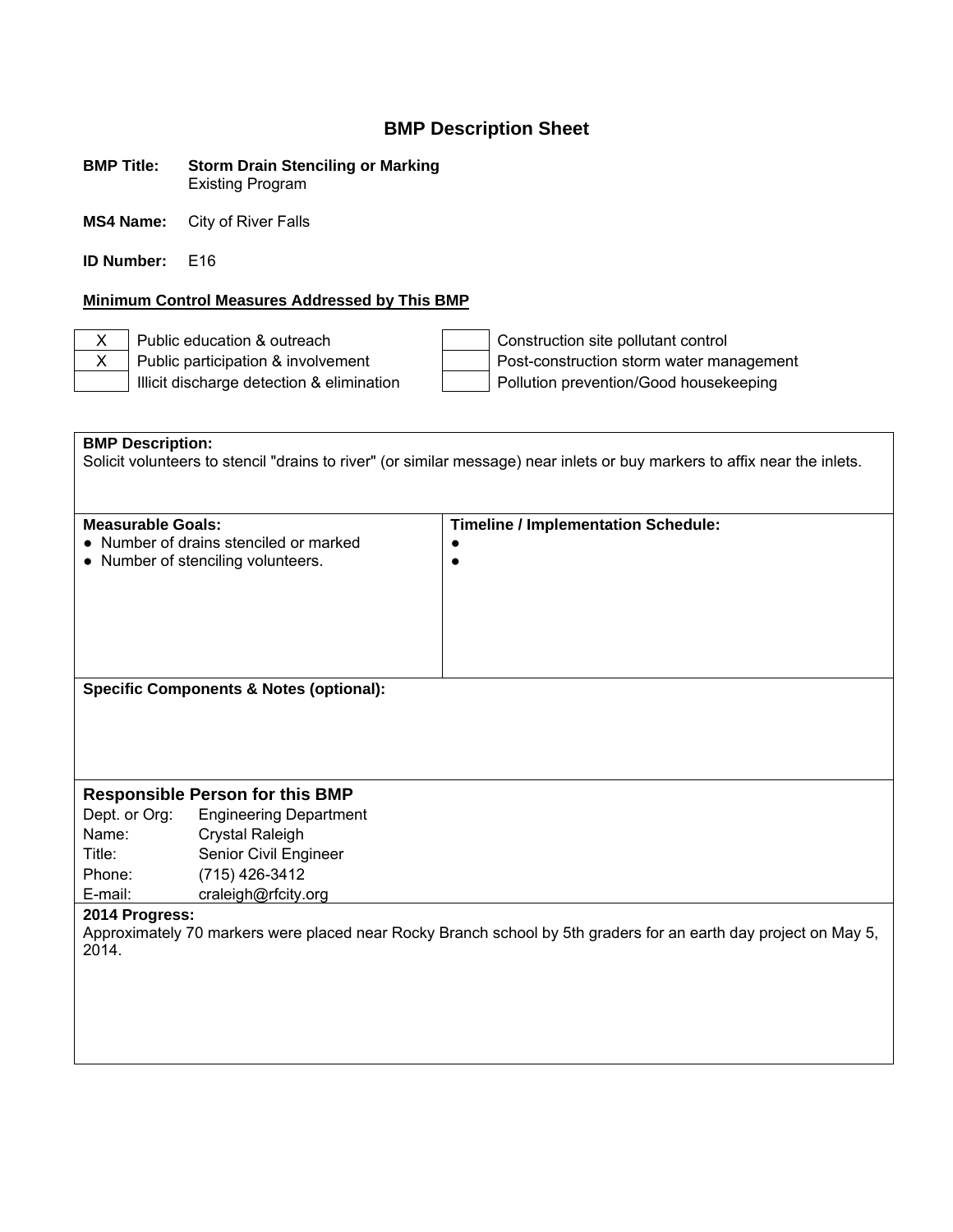# BMP Description Sheet

**BMP Title:** **Storm Drain Stenciling or Marking**
Existing Program

**MS4 Name:** City of River Falls

**ID Number:** E16

**Minimum Control Measures Addressed by This BMP**

| | | | |
|---|---|---|---|
| X | Public education & outreach | | Construction site pollutant control |
| X | Public participation & involvement | | Post-construction storm water management |
| | Illicit discharge detection & elimination | | Pollution prevention/Good housekeeping |

**BMP Description:**
Solicit volunteers to stencil "drains to river" (or similar message) near inlets or buy markers to affix near the inlets.

| **Measurable Goals:** | **Timeline / Implementation Schedule:** |
|---|---|
| • Number of drains stenciled or marked<br>• Number of stenciling volunteers. | •<br>• |

**Specific Components & Notes (optional):**

## Responsible Person for this BMP

| | |
|---|---|
| Dept. or Org: | Engineering Department |
| Name: | Crystal Raleigh |
| Title: | Senior Civil Engineer |
| Phone: | (715) 426-3412 |
| E-mail: | craleigh@rfcity.org |

**2014 Progress:**
Approximately 70 markers were placed near Rocky Branch school by 5th graders for an earth day project on May 5, 2014.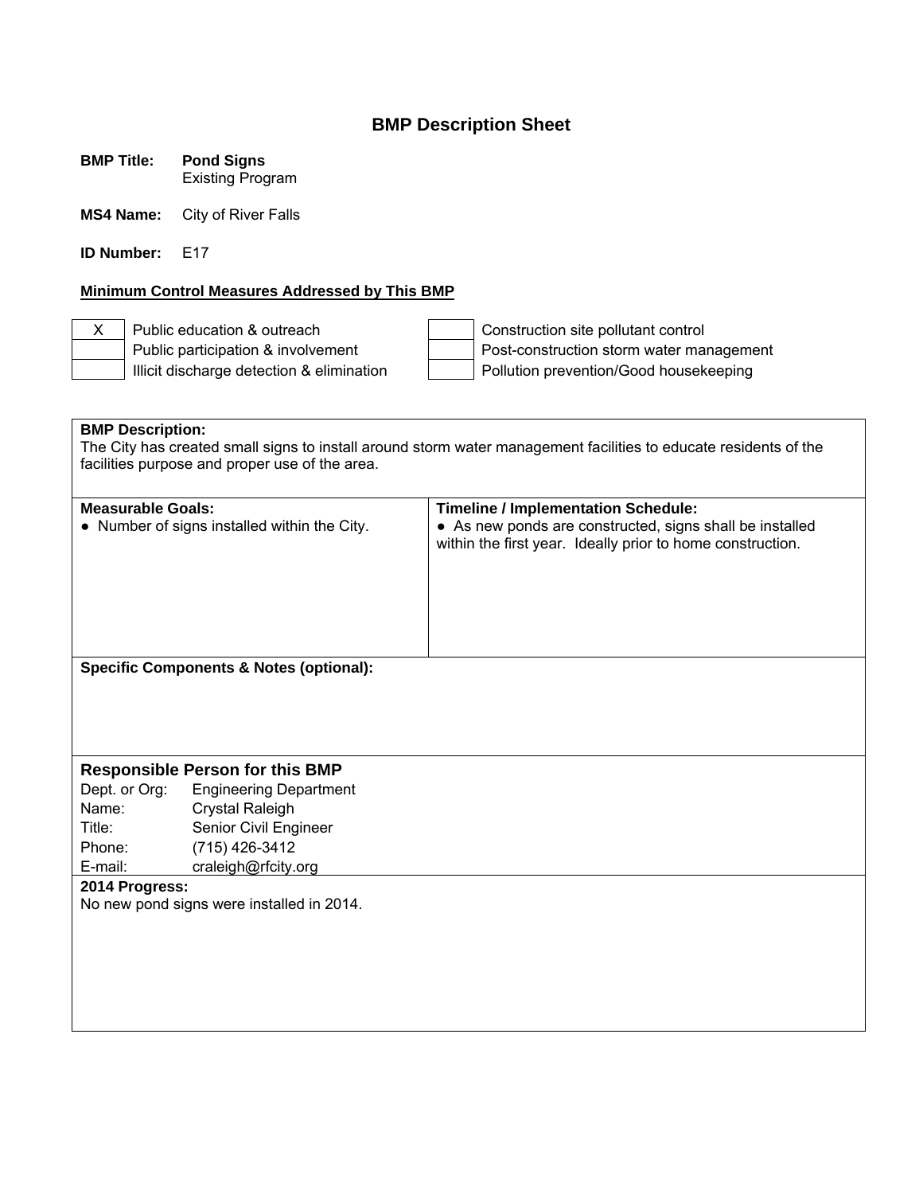# BMP Description Sheet

**BMP Title:** **Pond Signs**
Existing Program

**MS4 Name:** City of River Falls

**ID Number:** E17

**Minimum Control Measures Addressed by This BMP**

| | | | |
|---|---|---|---|
| X | Public education & outreach | | Construction site pollutant control |
| | Public participation & involvement | | Post-construction storm water management |
| | Illicit discharge detection & elimination | | Pollution prevention/Good housekeeping |

**BMP Description:**
The City has created small signs to install around storm water management facilities to educate residents of the facilities purpose and proper use of the area.

| **Measurable Goals:** | **Timeline / Implementation Schedule:** |
|---|---|
| ● Number of signs installed within the City. | ● As new ponds are constructed, signs shall be installed within the first year. Ideally prior to home construction. |

**Specific Components & Notes (optional):**

### Responsible Person for this BMP

| | |
|---|---|
| Dept. or Org: | Engineering Department |
| Name: | Crystal Raleigh |
| Title: | Senior Civil Engineer |
| Phone: | (715) 426-3412 |
| E-mail: | craleigh@rfcity.org |

**2014 Progress:**
No new pond signs were installed in 2014.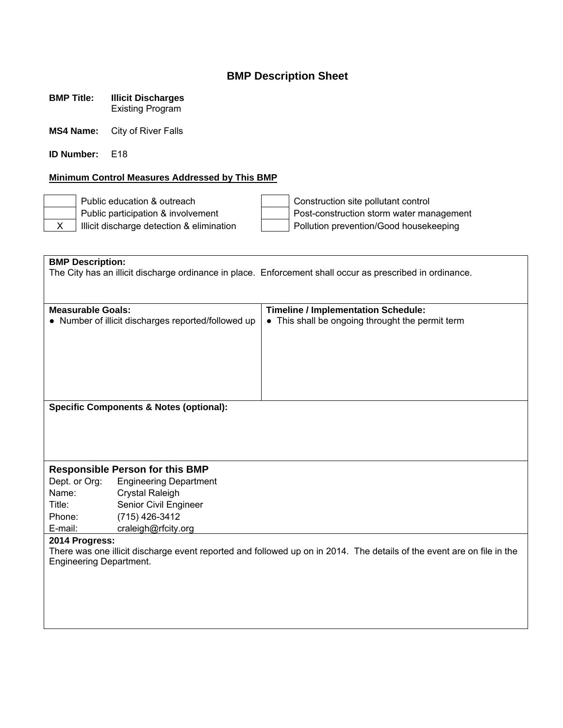# BMP Description Sheet

**BMP Title:** **Illicit Discharges**
Existing Program

**MS4 Name:** City of River Falls

**ID Number:** E18

**Minimum Control Measures Addressed by This BMP**

| | | | |
|---|---|---|---|
| | Public education & outreach | | Construction site pollutant control |
| | Public participation & involvement | | Post-construction storm water management |
| X | Illicit discharge detection & elimination | | Pollution prevention/Good housekeeping |

**BMP Description:**
The City has an illicit discharge ordinance in place. Enforcement shall occur as prescribed in ordinance.

| **Measurable Goals:** | **Timeline / Implementation Schedule:** |
|---|---|
| • Number of illicit discharges reported/followed up | • This shall be ongoing throught the permit term |

**Specific Components & Notes (optional):**

**Responsible Person for this BMP**

Dept. or Org: Engineering Department
Name: Crystal Raleigh
Title: Senior Civil Engineer
Phone: (715) 426-3412
E-mail: craleigh@rfcity.org

**2014 Progress:**
There was one illicit discharge event reported and followed up on in 2014. The details of the event are on file in the Engineering Department.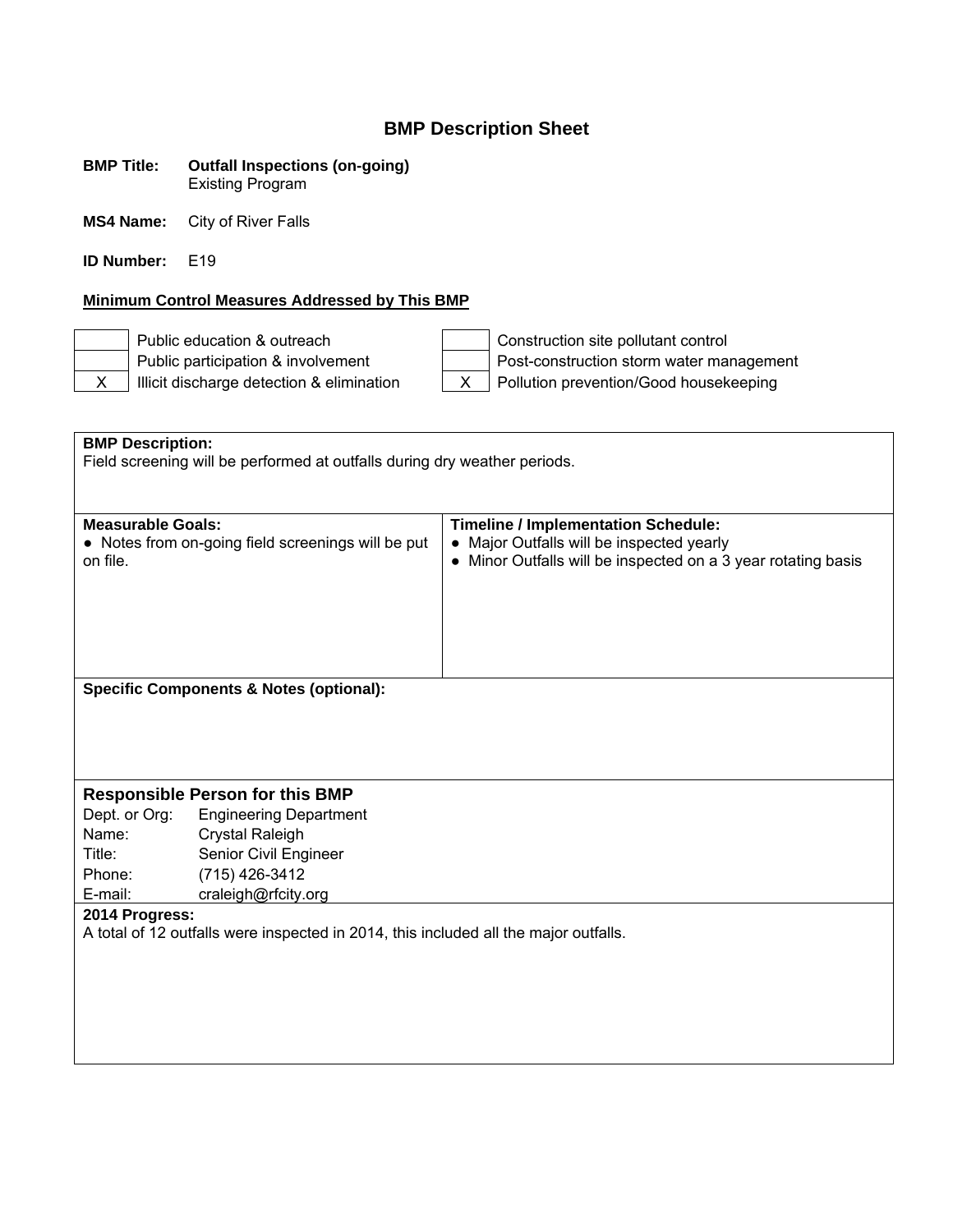# BMP Description Sheet

**BMP Title:** **Outfall Inspections (on-going)**
Existing Program

**MS4 Name:** City of River Falls

**ID Number:** E19

**Minimum Control Measures Addressed by This BMP**

| | | | |
|---|---|---|---|
| | Public education & outreach | | Construction site pollutant control |
| | Public participation & involvement | | Post-construction storm water management |
| X | Illicit discharge detection & elimination | X | Pollution prevention/Good housekeeping |

**BMP Description:**
Field screening will be performed at outfalls during dry weather periods.

| Measurable Goals: | Timeline / Implementation Schedule: |
|---|---|
| ● Notes from on-going field screenings will be put on file. | ● Major Outfalls will be inspected yearly<br>● Minor Outfalls will be inspected on a 3 year rotating basis |

**Specific Components & Notes (optional):**

### Responsible Person for this BMP

| | |
|---|---|
| Dept. or Org: | Engineering Department |
| Name: | Crystal Raleigh |
| Title: | Senior Civil Engineer |
| Phone: | (715) 426-3412 |
| E-mail: | craleigh@rfcity.org |

**2014 Progress:**
A total of 12 outfalls were inspected in 2014, this included all the major outfalls.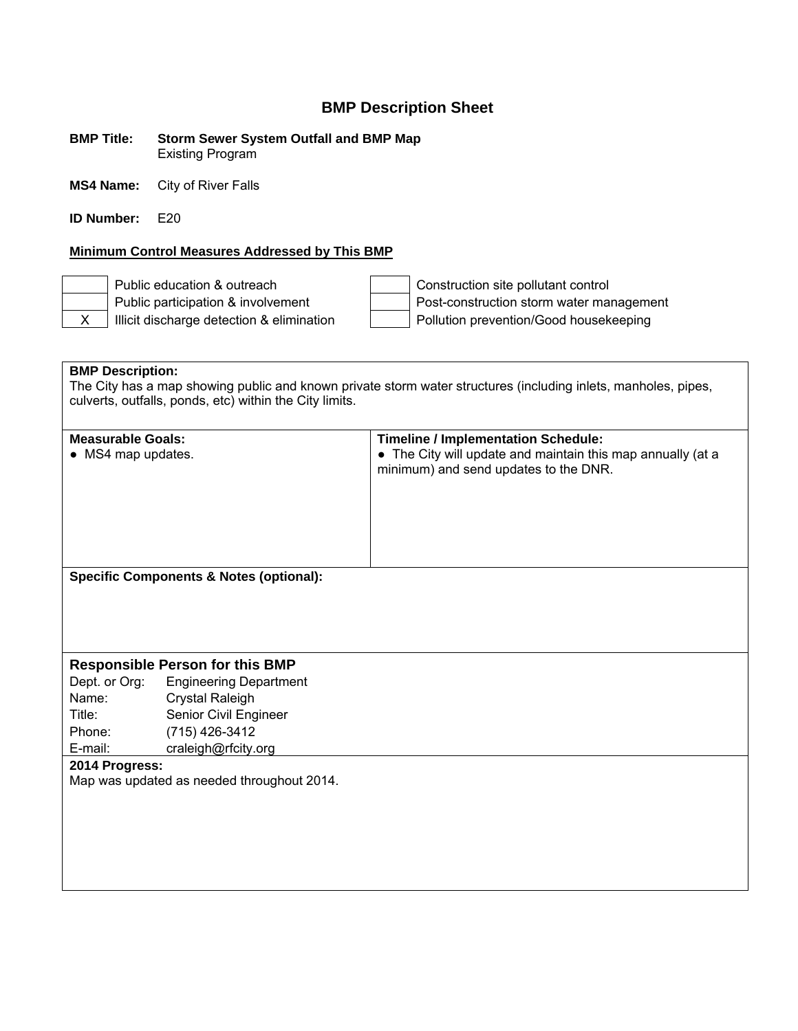# BMP Description Sheet

**BMP Title:** **Storm Sewer System Outfall and BMP Map**
Existing Program

**MS4 Name:** City of River Falls

**ID Number:** E20

**Minimum Control Measures Addressed by This BMP**

| | | | |
|---|---|---|---|
| | Public education & outreach | | Construction site pollutant control |
| | Public participation & involvement | | Post-construction storm water management |
| X | Illicit discharge detection & elimination | | Pollution prevention/Good housekeeping |

**BMP Description:**
The City has a map showing public and known private storm water structures (including inlets, manholes, pipes, culverts, outfalls, ponds, etc) within the City limits.

| **Measurable Goals:** | **Timeline / Implementation Schedule:** |
|---|---|
| ● MS4 map updates. | ● The City will update and maintain this map annually (at a minimum) and send updates to the DNR. |

**Specific Components & Notes (optional):**

## Responsible Person for this BMP

| | |
|---|---|
| Dept. or Org: | Engineering Department |
| Name: | Crystal Raleigh |
| Title: | Senior Civil Engineer |
| Phone: | (715) 426-3412 |
| E-mail: | craleigh@rfcity.org |

**2014 Progress:**
Map was updated as needed throughout 2014.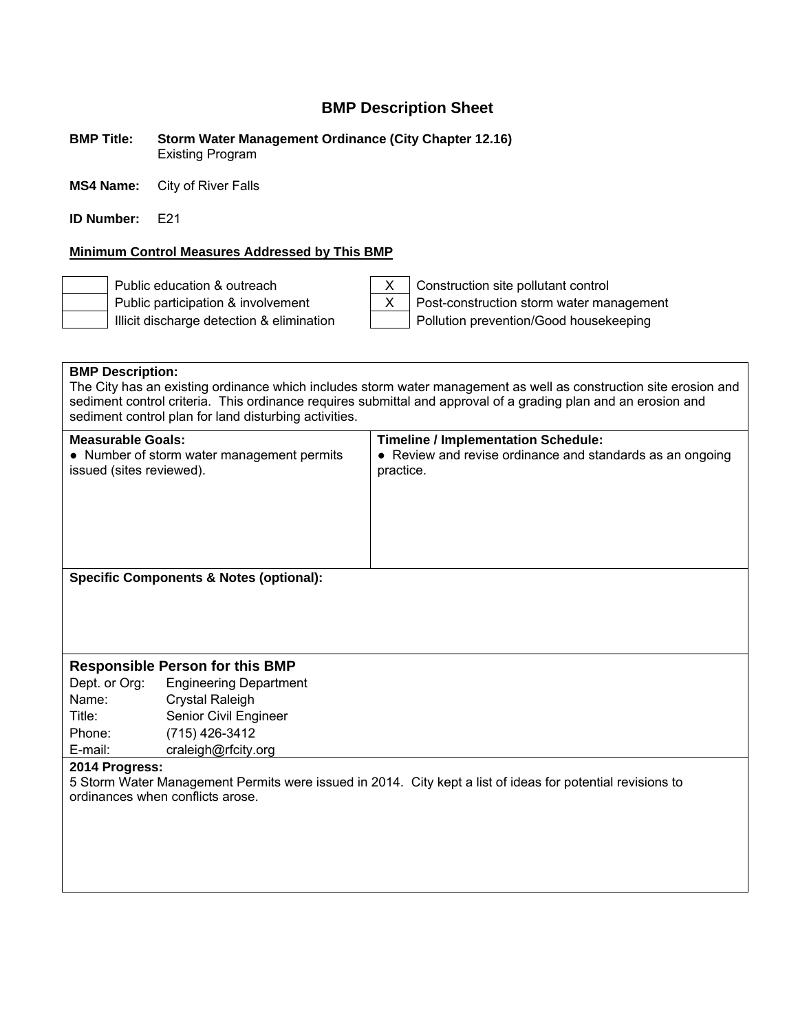# BMP Description Sheet

**BMP Title:** **Storm Water Management Ordinance (City Chapter 12.16)**
Existing Program

**MS4 Name:** City of River Falls

**ID Number:** E21

**Minimum Control Measures Addressed by This BMP**

| | | | |
|---|---|---|---|
| | Public education & outreach | X | Construction site pollutant control |
| | Public participation & involvement | X | Post-construction storm water management |
| | Illicit discharge detection & elimination | | Pollution prevention/Good housekeeping |

**BMP Description:**
The City has an existing ordinance which includes storm water management as well as construction site erosion and sediment control criteria. This ordinance requires submittal and approval of a grading plan and an erosion and sediment control plan for land disturbing activities.

| Measurable Goals: | Timeline / Implementation Schedule: |
|---|---|
| ● Number of storm water management permits issued (sites reviewed). | ● Review and revise ordinance and standards as an ongoing practice. |

**Specific Components & Notes (optional):**

### Responsible Person for this BMP

| | |
|---|---|
| Dept. or Org: | Engineering Department |
| Name: | Crystal Raleigh |
| Title: | Senior Civil Engineer |
| Phone: | (715) 426-3412 |
| E-mail: | craleigh@rfcity.org |

**2014 Progress:**
5 Storm Water Management Permits were issued in 2014. City kept a list of ideas for potential revisions to ordinances when conflicts arose.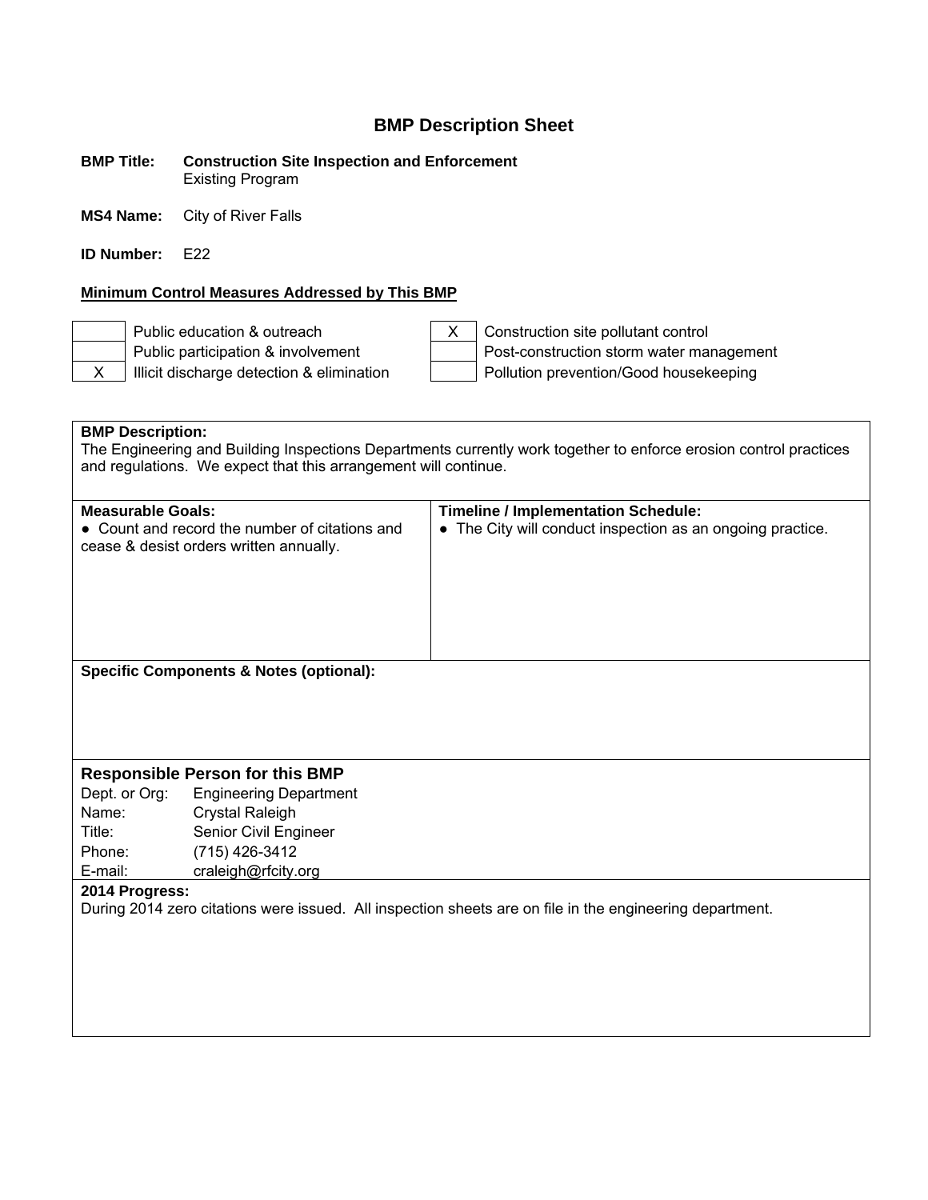# BMP Description Sheet

**BMP Title:** **Construction Site Inspection and Enforcement**
Existing Program

**MS4 Name:** City of River Falls

**ID Number:** E22

**Minimum Control Measures Addressed by This BMP**

| | | | |
|---|---|---|---|
| | Public education & outreach | X | Construction site pollutant control |
| | Public participation & involvement | | Post-construction storm water management |
| X | Illicit discharge detection & elimination | | Pollution prevention/Good housekeeping |

**BMP Description:**
The Engineering and Building Inspections Departments currently work together to enforce erosion control practices and regulations. We expect that this arrangement will continue.

| **Measurable Goals:** | **Timeline / Implementation Schedule:** |
|---|---|
| ● Count and record the number of citations and cease & desist orders written annually. | ● The City will conduct inspection as an ongoing practice. |

**Specific Components & Notes (optional):**

### Responsible Person for this BMP

| | |
|---|---|
| Dept. or Org: | Engineering Department |
| Name: | Crystal Raleigh |
| Title: | Senior Civil Engineer |
| Phone: | (715) 426-3412 |
| E-mail: | craleigh@rfcity.org |

**2014 Progress:**
During 2014 zero citations were issued. All inspection sheets are on file in the engineering department.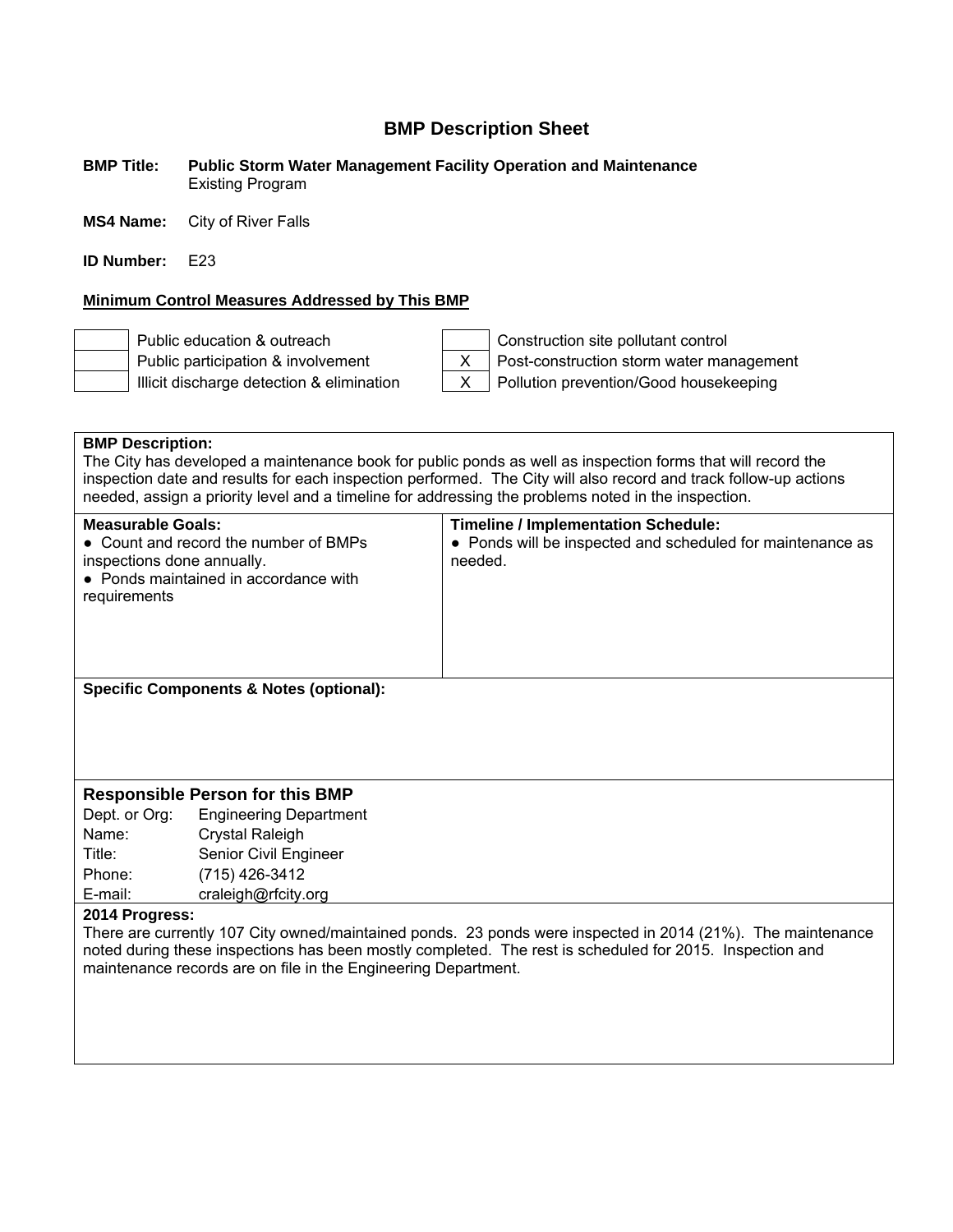# BMP Description Sheet

**BMP Title:** **Public Storm Water Management Facility Operation and Maintenance**
Existing Program

**MS4 Name:** City of River Falls

**ID Number:** E23

**Minimum Control Measures Addressed by This BMP**

| | | | |
|---|---|---|---|
| | Public education & outreach | | Construction site pollutant control |
| | Public participation & involvement | X | Post-construction storm water management |
| | Illicit discharge detection & elimination | X | Pollution prevention/Good housekeeping |

**BMP Description:**
The City has developed a maintenance book for public ponds as well as inspection forms that will record the inspection date and results for each inspection performed. The City will also record and track follow-up actions needed, assign a priority level and a timeline for addressing the problems noted in the inspection.

| **Measurable Goals:** | **Timeline / Implementation Schedule:** |
|---|---|
| ● Count and record the number of BMPs inspections done annually.<br>● Ponds maintained in accordance with requirements | ● Ponds will be inspected and scheduled for maintenance as needed. |

**Specific Components & Notes (optional):**

**Responsible Person for this BMP**

Dept. or Org: Engineering Department
Name: Crystal Raleigh
Title: Senior Civil Engineer
Phone: (715) 426-3412
E-mail: craleigh@rfcity.org

**2014 Progress:**
There are currently 107 City owned/maintained ponds. 23 ponds were inspected in 2014 (21%). The maintenance noted during these inspections has been mostly completed. The rest is scheduled for 2015. Inspection and maintenance records are on file in the Engineering Department.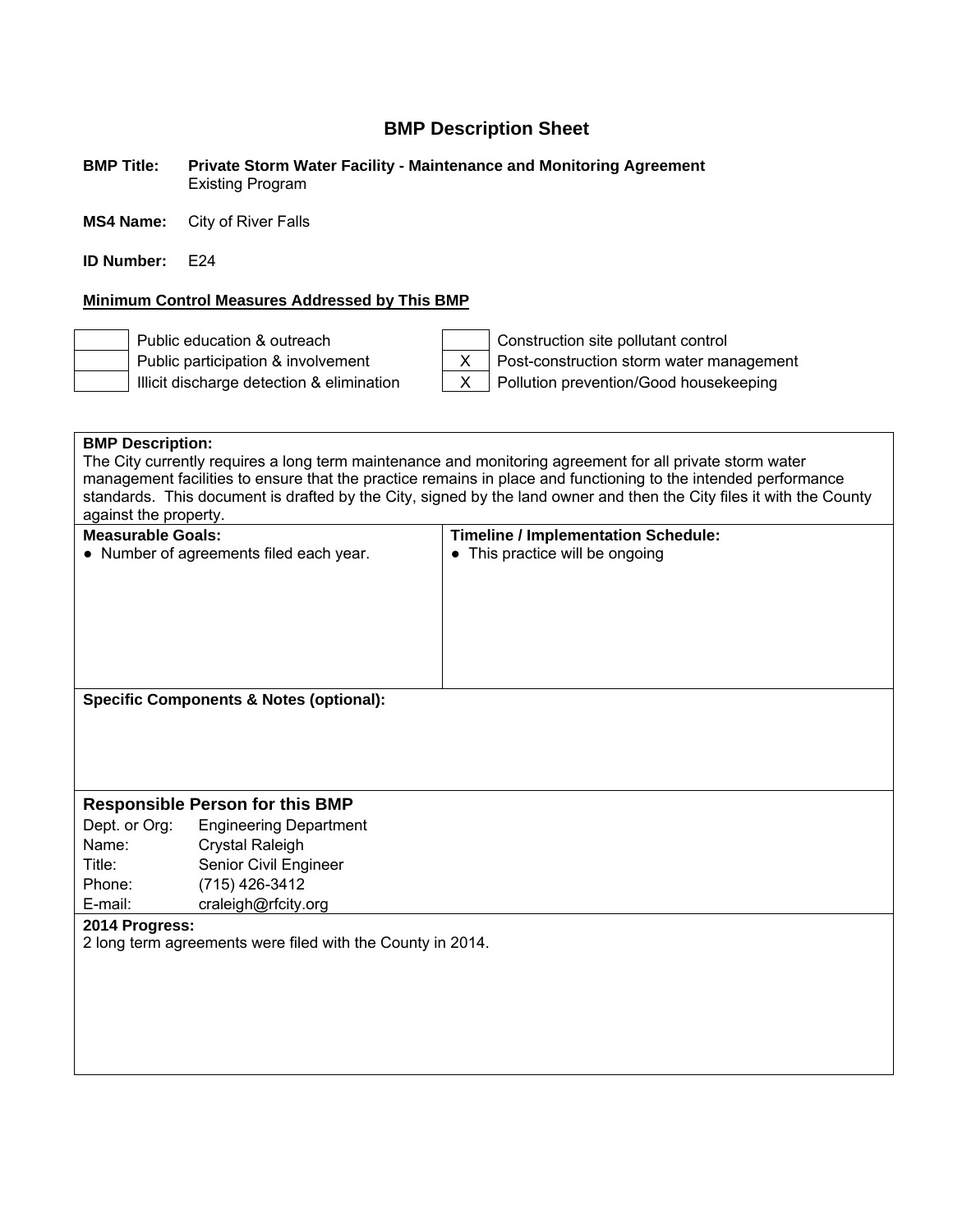# BMP Description Sheet

**BMP Title:** **Private Storm Water Facility - Maintenance and Monitoring Agreement**
Existing Program

**MS4 Name:** City of River Falls

**ID Number:** E24

**Minimum Control Measures Addressed by This BMP**

| | | | |
|---|---|---|---|
| | Public education & outreach | | Construction site pollutant control |
| | Public participation & involvement | X | Post-construction storm water management |
| | Illicit discharge detection & elimination | X | Pollution prevention/Good housekeeping |

**BMP Description:**
The City currently requires a long term maintenance and monitoring agreement for all private storm water management facilities to ensure that the practice remains in place and functioning to the intended performance standards. This document is drafted by the City, signed by the land owner and then the City files it with the County against the property.

| Measurable Goals: | Timeline / Implementation Schedule: |
|---|---|
| • Number of agreements filed each year. | • This practice will be ongoing |

**Specific Components & Notes (optional):**

**Responsible Person for this BMP**

| | |
|---|---|
| Dept. or Org: | Engineering Department |
| Name: | Crystal Raleigh |
| Title: | Senior Civil Engineer |
| Phone: | (715) 426-3412 |
| E-mail: | craleigh@rfcity.org |

**2014 Progress:**
2 long term agreements were filed with the County in 2014.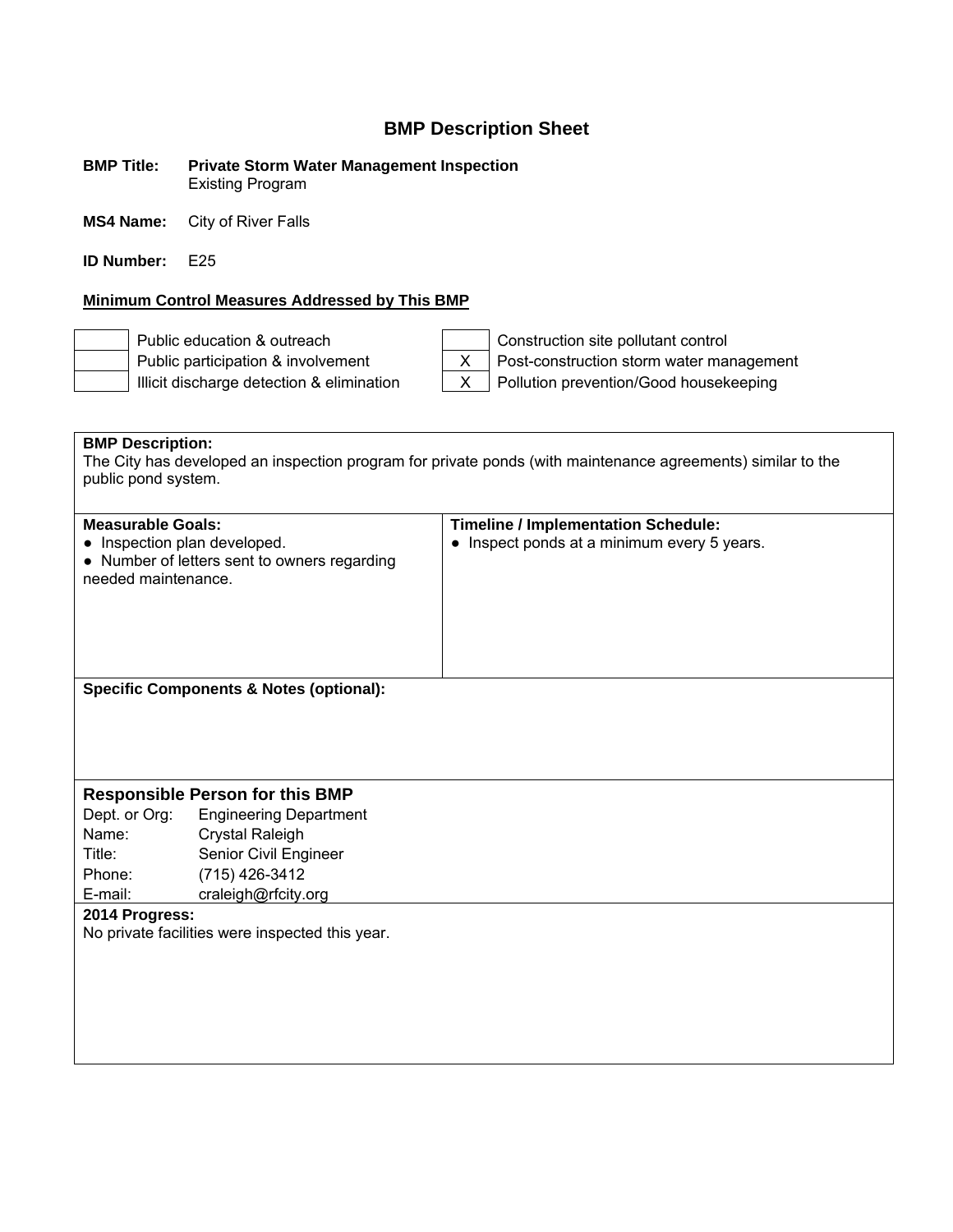# BMP Description Sheet

**BMP Title:** **Private Storm Water Management Inspection**
Existing Program

**MS4 Name:** City of River Falls

**ID Number:** E25

**Minimum Control Measures Addressed by This BMP**

| | | | |
|---|---|---|---|
| | Public education & outreach | | Construction site pollutant control |
| | Public participation & involvement | X | Post-construction storm water management |
| | Illicit discharge detection & elimination | X | Pollution prevention/Good housekeeping |

**BMP Description:**
The City has developed an inspection program for private ponds (with maintenance agreements) similar to the public pond system.

| Measurable Goals: | Timeline / Implementation Schedule: |
|---|---|
| ● Inspection plan developed.<br>● Number of letters sent to owners regarding needed maintenance. | ● Inspect ponds at a minimum every 5 years. |

**Specific Components & Notes (optional):**

## Responsible Person for this BMP

| | |
|---|---|
| Dept. or Org: | Engineering Department |
| Name: | Crystal Raleigh |
| Title: | Senior Civil Engineer |
| Phone: | (715) 426-3412 |
| E-mail: | craleigh@rfcity.org |

**2014 Progress:**
No private facilities were inspected this year.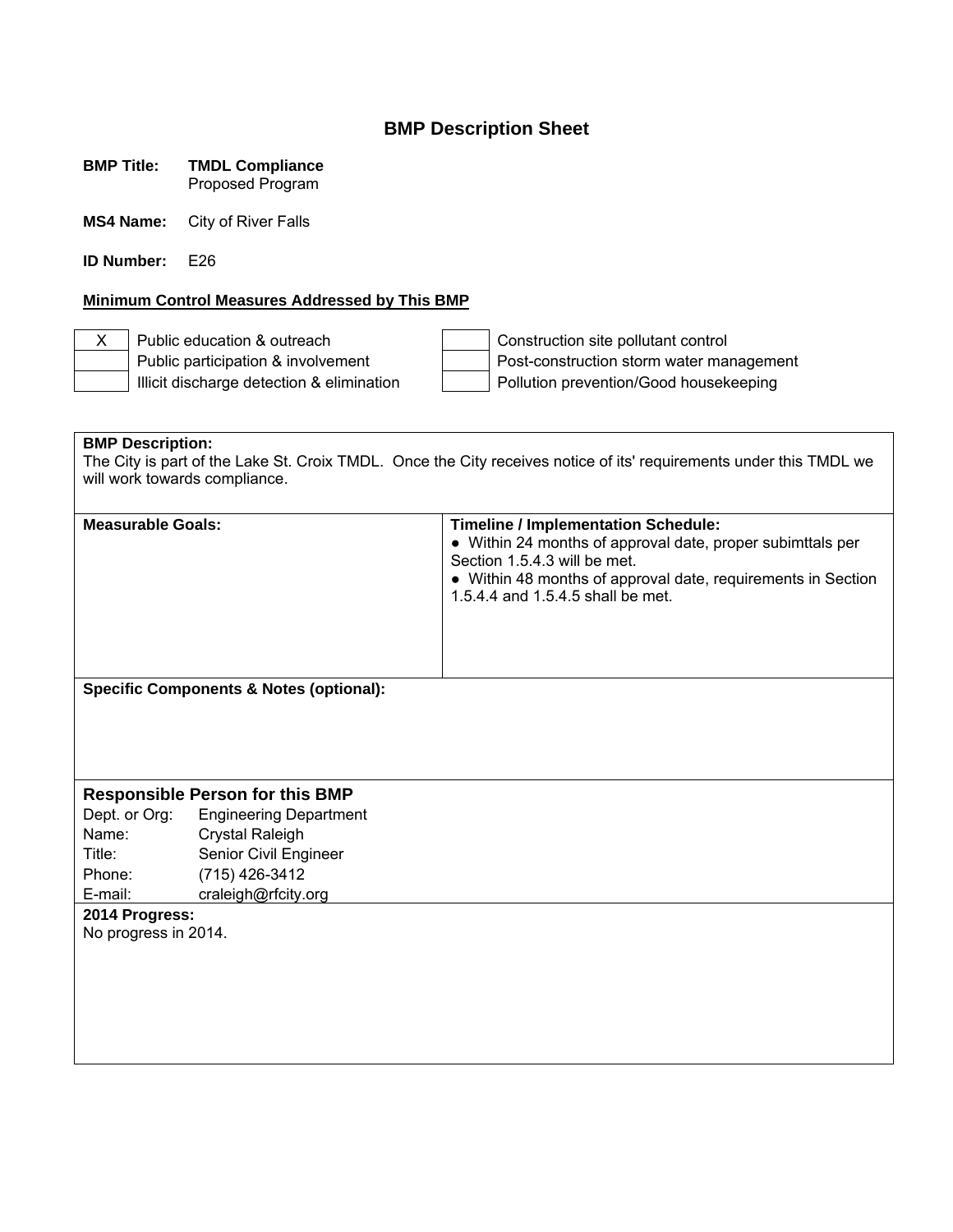# BMP Description Sheet

**BMP Title:** **TDMDL Compliance**
Proposed Program

**MS4 Name:** City of River Falls

**ID Number:** E26

**Minimum Control Measures Addressed by This BMP**

| | | | |
|---|---|---|---|
| X | Public education & outreach | | Construction site pollutant control |
| | Public participation & involvement | | Post-construction storm water management |
| | Illicit discharge detection & elimination | | Pollution prevention/Good housekeeping |

**BMP Description:**
The City is part of the Lake St. Croix TMDL. Once the City receives notice of its' requirements under this TMDL we will work towards compliance.

| **Measurable Goals:** | **Timeline / Implementation Schedule:** |
|---|---|
| | ● Within 24 months of approval date, proper subimttals per Section 1.5.4.3 will be met.<br>● Within 48 months of approval date, requirements in Section 1.5.4.4 and 1.5.4.5 shall be met. |

**Specific Components & Notes (optional):**

### Responsible Person for this BMP

| | |
|---|---|
| Dept. or Org: | Engineering Department |
| Name: | Crystal Raleigh |
| Title: | Senior Civil Engineer |
| Phone: | (715) 426-3412 |
| E-mail: | craleigh@rfcity.org |

**2014 Progress:**
No progress in 2014.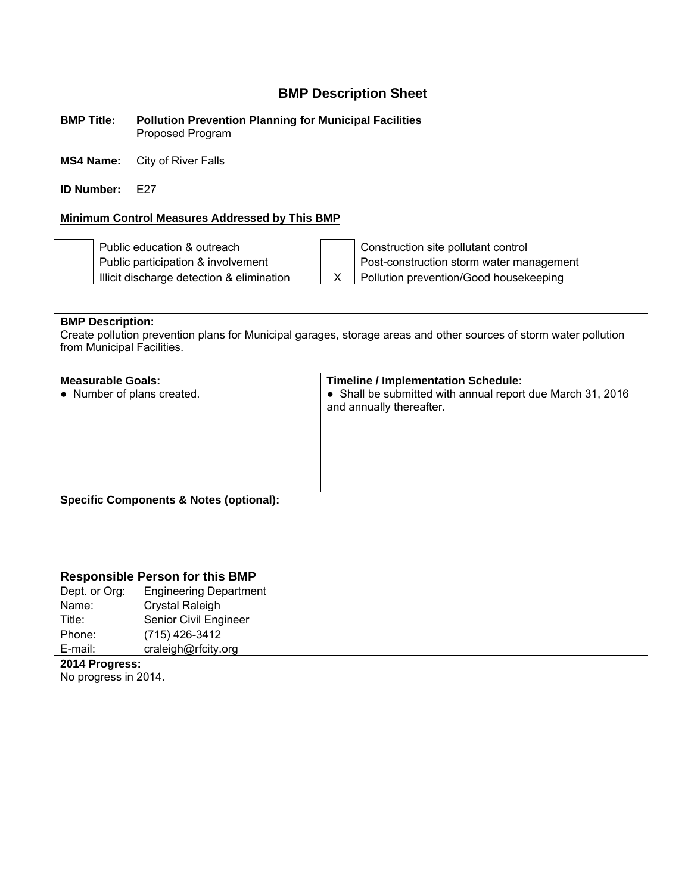# BMP Description Sheet

**BMP Title:** **Pollution Prevention Planning for Municipal Facilities**
Proposed Program

**MS4 Name:** City of River Falls

**ID Number:** E27

**Minimum Control Measures Addressed by This BMP**

| | | | |
|---|---|---|---|
| | Public education & outreach | | Construction site pollutant control |
| | Public participation & involvement | | Post-construction storm water management |
| | Illicit discharge detection & elimination | X | Pollution prevention/Good housekeeping |

**BMP Description:**
Create pollution prevention plans for Municipal garages, storage areas and other sources of storm water pollution from Municipal Facilities.

| Measurable Goals: | Timeline / Implementation Schedule: |
|---|---|
| ● Number of plans created. | ● Shall be submitted with annual report due March 31, 2016 and annually thereafter. |

**Specific Components & Notes (optional):**

## Responsible Person for this BMP

| | |
|---|---|
| Dept. or Org: | Engineering Department |
| Name: | Crystal Raleigh |
| Title: | Senior Civil Engineer |
| Phone: | (715) 426-3412 |
| E-mail: | craleigh@rfcity.org |

**2014 Progress:**
No progress in 2014.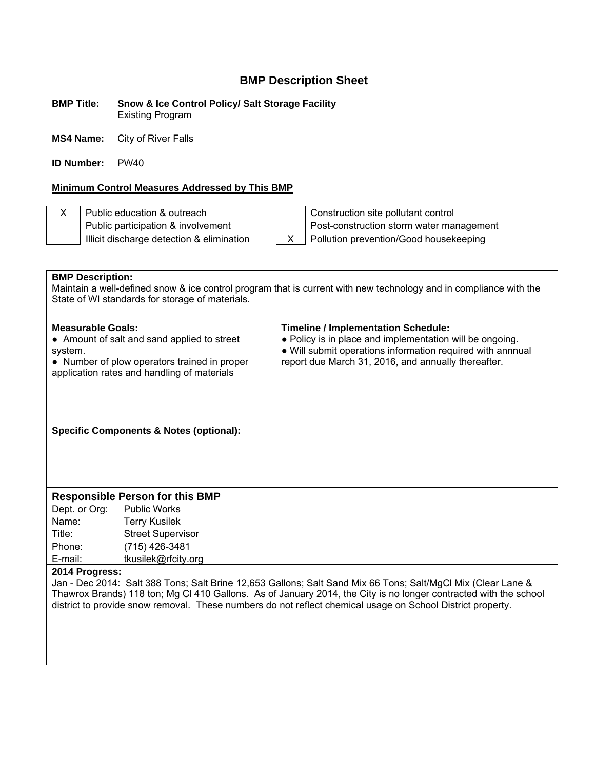# BMP Description Sheet

**BMP Title:** **Snow & Ice Control Policy/ Salt Storage Facility**
Existing Program

**MS4 Name:** City of River Falls

**ID Number:** PW40

**Minimum Control Measures Addressed by This BMP**

| | | | |
|---|---|---|---|
| X | Public education & outreach | | Construction site pollutant control |
| | Public participation & involvement | | Post-construction storm water management |
| | Illicit discharge detection & elimination | X | Pollution prevention/Good housekeeping |

**BMP Description:**
Maintain a well-defined snow & ice control program that is current with new technology and in compliance with the State of WI standards for storage of materials.

| **Measurable Goals:** | **Timeline / Implementation Schedule:** |
|---|---|
| ● Amount of salt and sand applied to street system.<br>● Number of plow operators trained in proper application rates and handling of materials | ● Policy is in place and implementation will be ongoing.<br>● Will submit operations information required with annnual report due March 31, 2016, and annually thereafter. |

**Specific Components & Notes (optional):**

## Responsible Person for this BMP

| | |
|---|---|
| Dept. or Org: | Public Works |
| Name: | Terry Kusilek |
| Title: | Street Supervisor |
| Phone: | (715) 426-3481 |
| E-mail: | tkusilek@rfcity.org |

**2014 Progress:**
Jan - Dec 2014: Salt 388 Tons; Salt Brine 12,653 Gallons; Salt Sand Mix 66 Tons; Salt/MgCl Mix (Clear Lane & Thawrox Brands) 118 ton; Mg Cl 410 Gallons. As of January 2014, the City is no longer contracted with the school district to provide snow removal. These numbers do not reflect chemical usage on School District property.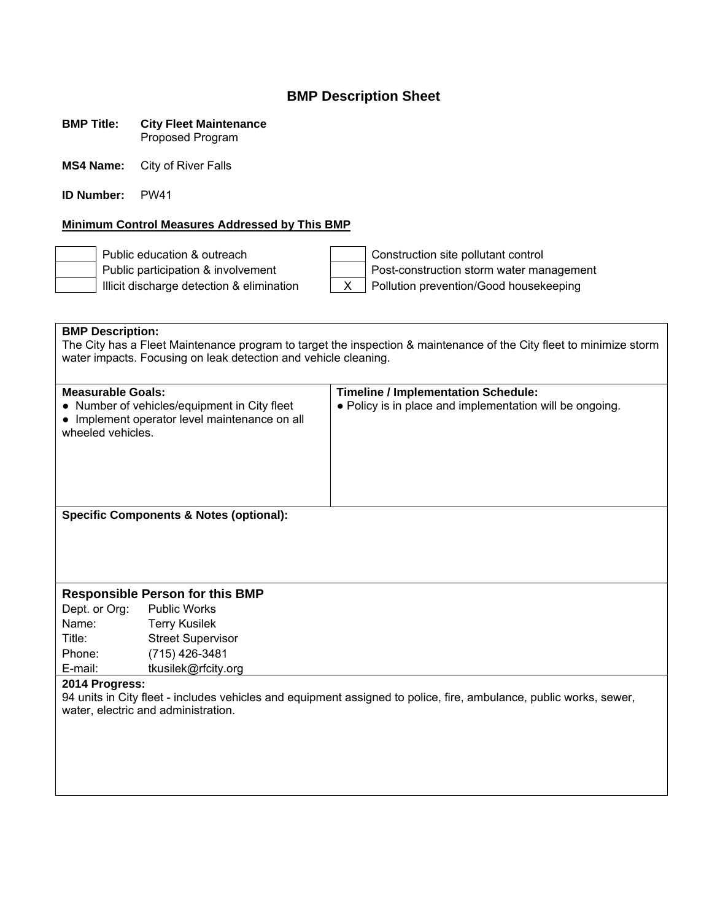# BMP Description Sheet

**BMP Title:** **City Fleet Maintenance**
Proposed Program

**MS4 Name:** City of River Falls

**ID Number:** PW41

**Minimum Control Measures Addressed by This BMP**

| | | | |
|---|---|---|---|
| | Public education & outreach | | Construction site pollutant control |
| | Public participation & involvement | | Post-construction storm water management |
| | Illicit discharge detection & elimination | X | Pollution prevention/Good housekeeping |

**BMP Description:**
The City has a Fleet Maintenance program to target the inspection & maintenance of the City fleet to minimize storm water impacts. Focusing on leak detection and vehicle cleaning.

| **Measurable Goals:** | **Timeline / Implementation Schedule:** |
|---|---|
| ● Number of vehicles/equipment in City fleet<br>● Implement operator level maintenance on all wheeled vehicles. | ● Policy is in place and implementation will be ongoing. |

**Specific Components & Notes (optional):**

**Responsible Person for this BMP**

| | |
|---|---|
| Dept. or Org: | Public Works |
| Name: | Terry Kusilek |
| Title: | Street Supervisor |
| Phone: | (715) 426-3481 |
| E-mail: | tkusilek@rfcity.org |

**2014 Progress:**
94 units in City fleet - includes vehicles and equipment assigned to police, fire, ambulance, public works, sewer, water, electric and administration.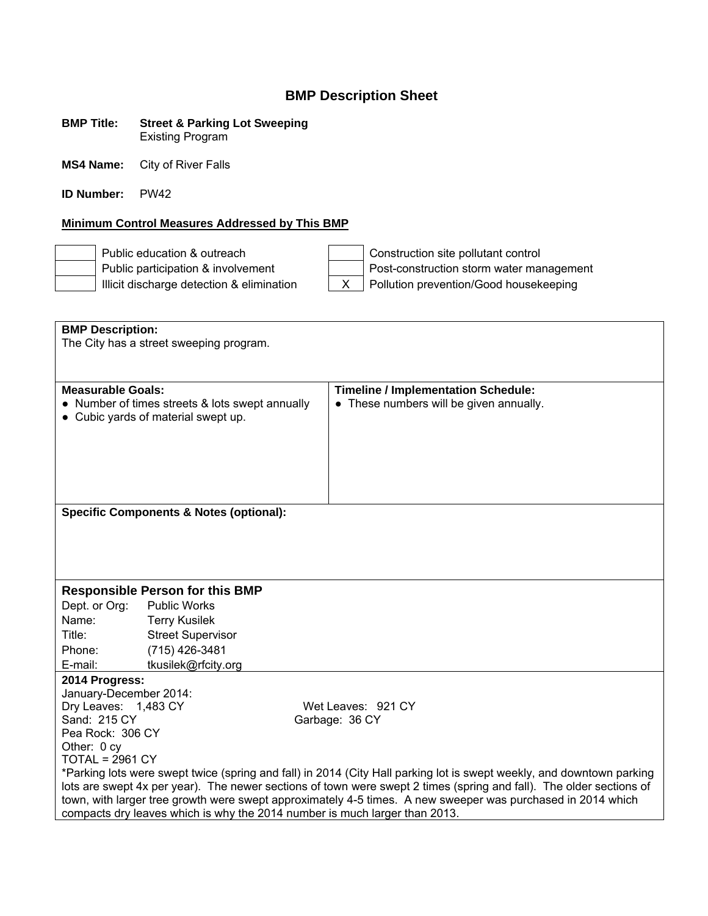# BMP Description Sheet

**BMP Title:** **Street & Parking Lot Sweeping**
Existing Program

**MS4 Name:** City of River Falls

**ID Number:** PW42

**Minimum Control Measures Addressed by This BMP**

| | | | |
|---|---|---|---|
| | Public education & outreach | | Construction site pollutant control |
| | Public participation & involvement | | Post-construction storm water management |
| | Illicit discharge detection & elimination | X | Pollution prevention/Good housekeeping |

**BMP Description:**
The City has a street sweeping program.

| **Measurable Goals:** | **Timeline / Implementation Schedule:** |
|---|---|
| • Number of times streets & lots swept annually<br>• Cubic yards of material swept up. | • These numbers will be given annually. |

**Specific Components & Notes (optional):**

**Responsible Person for this BMP**

| | |
|---|---|
| Dept. or Org: | Public Works |
| Name: | Terry Kusilek |
| Title: | Street Supervisor |
| Phone: | (715) 426-3481 |
| E-mail: | tkusilek@rfcity.org |

**2014 Progress:**
January-December 2014:
Dry Leaves: 1,483 CY
Wet Leaves: 921 CY
Sand: 215 CY
Garbage: 36 CY
Pea Rock: 306 CY
Other: 0 cy
TOTAL = 2961 CY
*Parking lots were swept twice (spring and fall) in 2014 (City Hall parking lot is swept weekly, and downtown parking lots are swept 4x per year). The newer sections of town were swept 2 times (spring and fall). The older sections of town, with larger tree growth were swept approximately 4-5 times. A new sweeper was purchased in 2014 which compacts dry leaves which is why the 2014 number is much larger than 2013.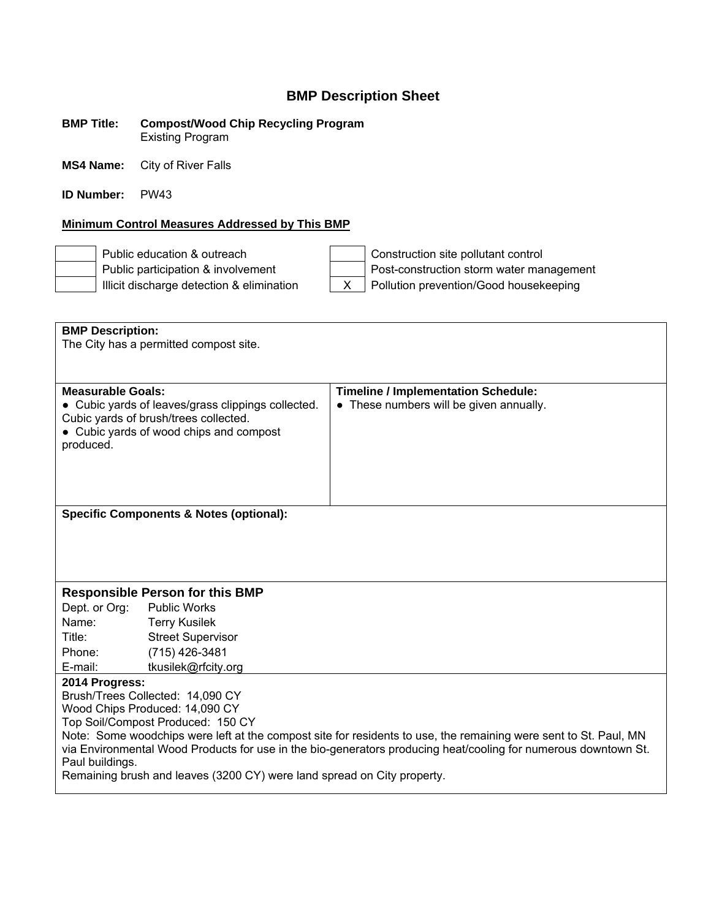# BMP Description Sheet

**BMP Title:** **Compost/Wood Chip Recycling Program**
Existing Program

**MS4 Name:** City of River Falls

**ID Number:** PW43

**Minimum Control Measures Addressed by This BMP**

| | | | |
|---|---|---|---|
| | Public education & outreach | | Construction site pollutant control |
| | Public participation & involvement | | Post-construction storm water management |
| | Illicit discharge detection & elimination | X | Pollution prevention/Good housekeeping |

**BMP Description:**
The City has a permitted compost site.

| **Measurable Goals:** | **Timeline / Implementation Schedule:** |
|---|---|
| ● Cubic yards of leaves/grass clippings collected. Cubic yards of brush/trees collected.<br>● Cubic yards of wood chips and compost produced. | ● These numbers will be given annually. |

**Specific Components & Notes (optional):**

### Responsible Person for this BMP

| | |
|---|---|
| Dept. or Org: | Public Works |
| Name: | Terry Kusilek |
| Title: | Street Supervisor |
| Phone: | (715) 426-3481 |
| E-mail: | tkusilek@rfcity.org |

**2014 Progress:**
Brush/Trees Collected: 14,090 CY
Wood Chips Produced: 14,090 CY
Top Soil/Compost Produced: 150 CY
Note: Some woodchips were left at the compost site for residents to use, the remaining were sent to St. Paul, MN via Environmental Wood Products for use in the bio-generators producing heat/cooling for numerous downtown St. Paul buildings.
Remaining brush and leaves (3200 CY) were land spread on City property.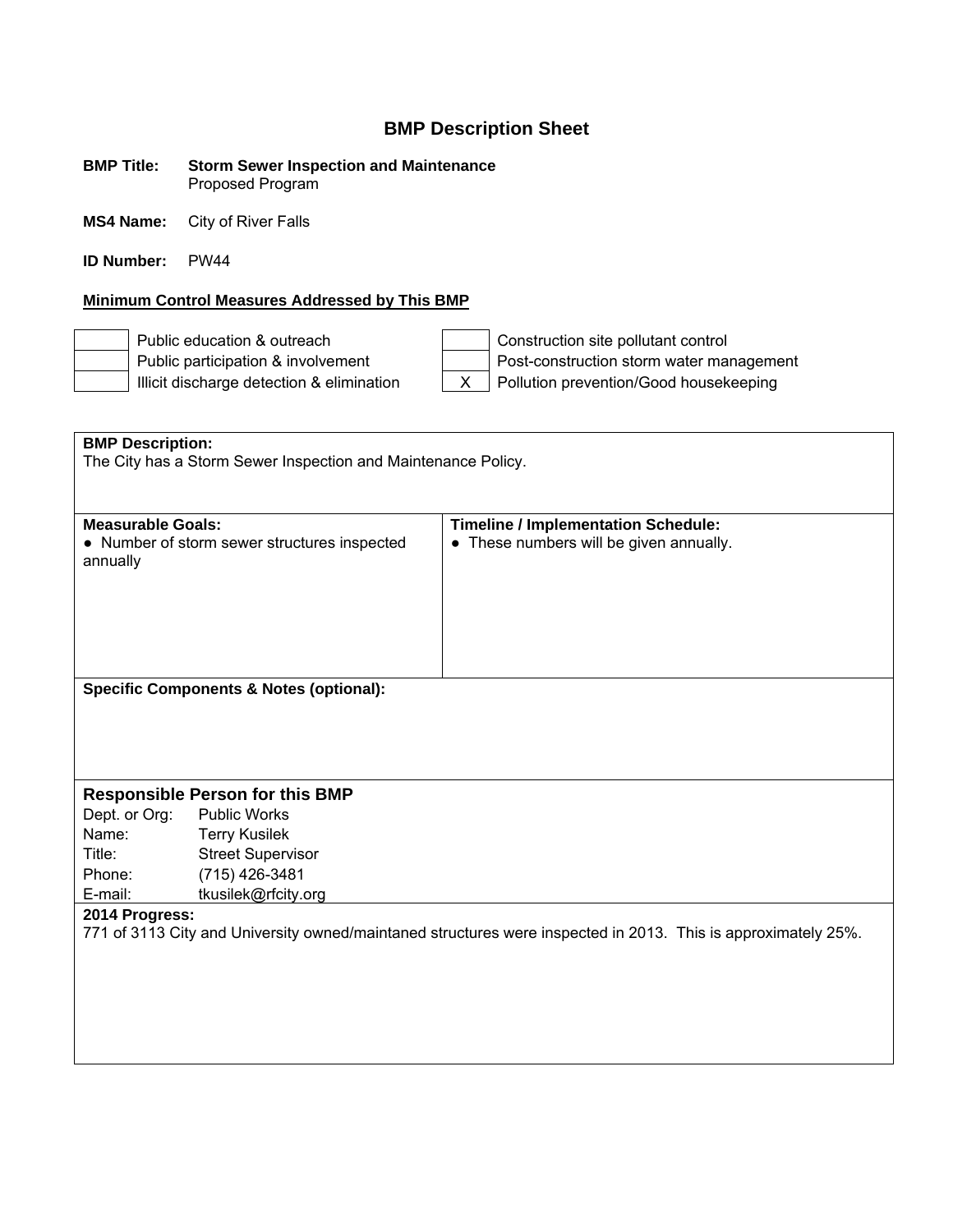# BMP Description Sheet

**BMP Title:** **Storm Sewer Inspection and Maintenance**
Proposed Program

**MS4 Name:** City of River Falls

**ID Number:** PW44

**Minimum Control Measures Addressed by This BMP**

| | | | |
|---|---|---|---|
| | Public education & outreach | | Construction site pollutant control |
| | Public participation & involvement | | Post-construction storm water management |
| | Illicit discharge detection & elimination | X | Pollution prevention/Good housekeeping |

**BMP Description:**
The City has a Storm Sewer Inspection and Maintenance Policy.

| **Measurable Goals:** | **Timeline / Implementation Schedule:** |
|---|---|
| • Number of storm sewer structures inspected annually | • These numbers will be given annually. |

**Specific Components & Notes (optional):**

## Responsible Person for this BMP

| | |
|---|---|
| Dept. or Org: | Public Works |
| Name: | Terry Kusilek |
| Title: | Street Supervisor |
| Phone: | (715) 426-3481 |
| E-mail: | tkusilek@rfcity.org |

**2014 Progress:**
771 of 3113 City and University owned/maintaned structures were inspected in 2013. This is approximately 25%.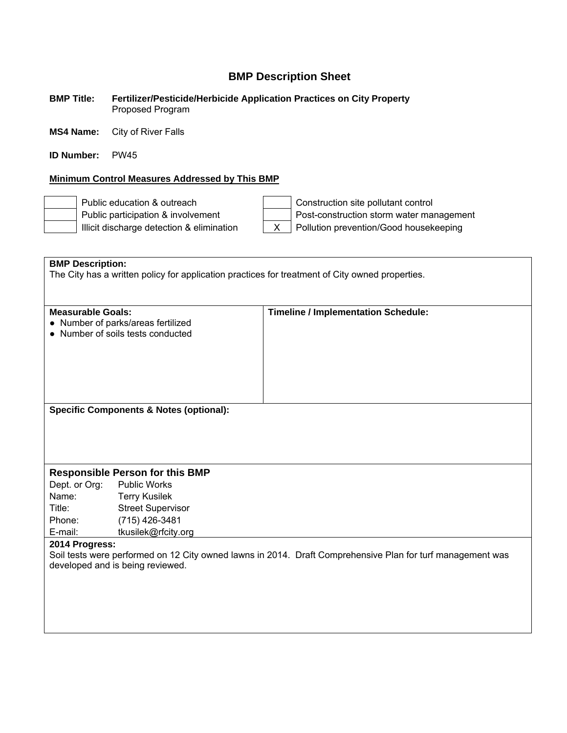# BMP Description Sheet

**BMP Title:** **Fertilizer/Pesticide/Herbicide Application Practices on City Property**
Proposed Program

**MS4 Name:** City of River Falls

**ID Number:** PW45

**Minimum Control Measures Addressed by This BMP**

| | | | |
|---|---|---|---|
| | Public education & outreach | | Construction site pollutant control |
| | Public participation & involvement | | Post-construction storm water management |
| | Illicit discharge detection & elimination | X | Pollution prevention/Good housekeeping |

**BMP Description:**
The City has a written policy for application practices for treatment of City owned properties.

| **Measurable Goals:** | **Timeline / Implementation Schedule:** |
|---|---|
| ● Number of parks/areas fertilized<br>● Number of soils tests conducted | |

**Specific Components & Notes (optional):**

### Responsible Person for this BMP

| | |
|---|---|
| Dept. or Org: | Public Works |
| Name: | Terry Kusilek |
| Title: | Street Supervisor |
| Phone: | (715) 426-3481 |
| E-mail: | tkusilek@rfcity.org |

**2014 Progress:**
Soil tests were performed on 12 City owned lawns in 2014. Draft Comprehensive Plan for turf management was developed and is being reviewed.